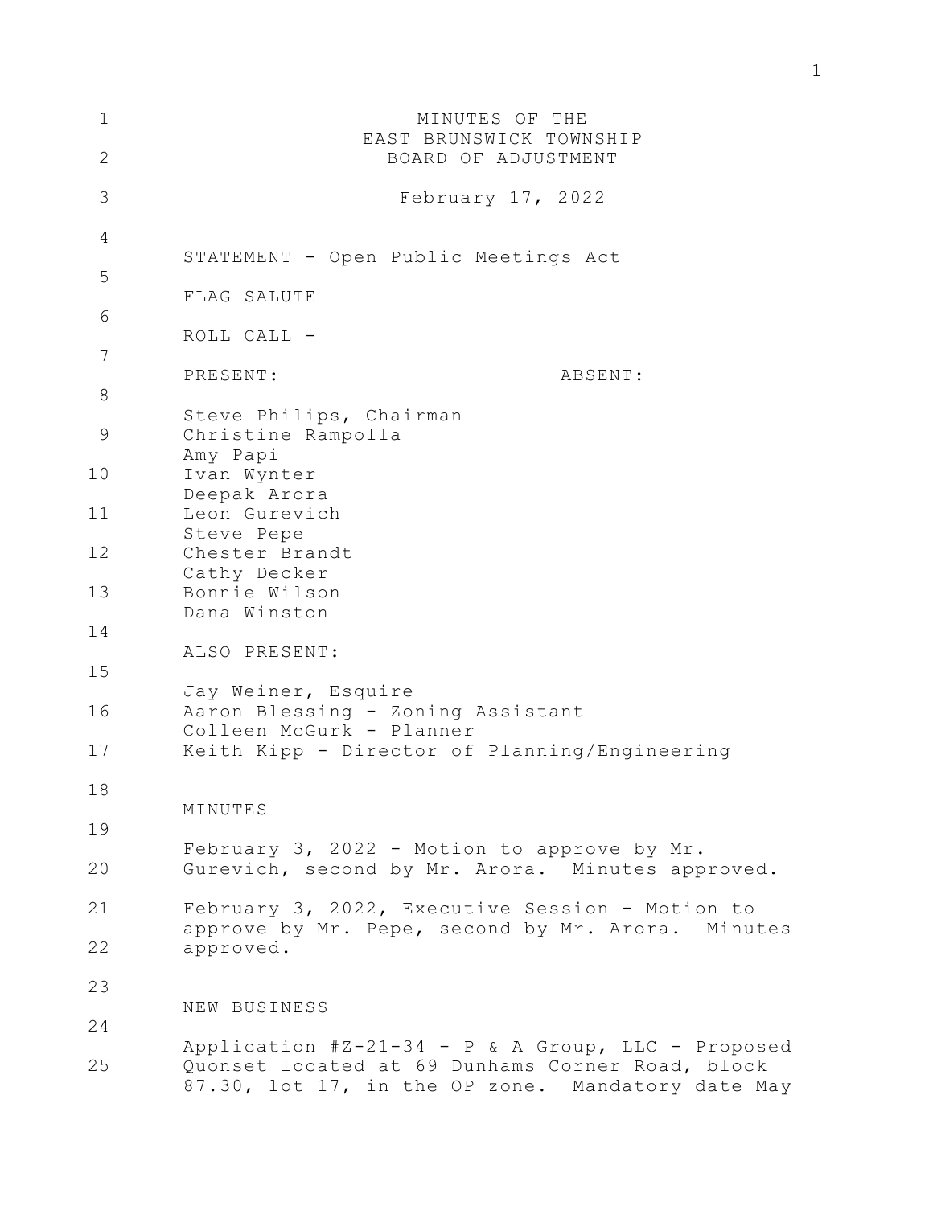# MINUTES OF THE EAST BRUNSWICK TOWNSHIP BOARD OF ADJUSTMENT

February 17, 2022

STATEMENT - Open Public Meetings Act

FLAG SALUTE

ROLL CALL -

PRESENT: | ABSENT:

Steve Philips, Chairman
Christine Rampolla
Amy Papi
Ivan Wynter
Deepak Arora
Leon Gurevich
Steve Pepe
Chester Brandt
Cathy Decker
Bonnie Wilson
Dana Winston

ALSO PRESENT:

Jay Weiner, Esquire
Aaron Blessing - Zoning Assistant
Colleen McGurk - Planner
Keith Kipp - Director of Planning/Engineering

MINUTES

February 3, 2022 - Motion to approve by Mr. Gurevich, second by Mr. Arora. Minutes approved.

February 3, 2022, Executive Session - Motion to approve by Mr. Pepe, second by Mr. Arora. Minutes approved.

NEW BUSINESS

Application #Z-21-34 - P & A Group, LLC - Proposed Quonset located at 69 Dunhams Corner Road, block 87.30, lot 17, in the OP zone. Mandatory date May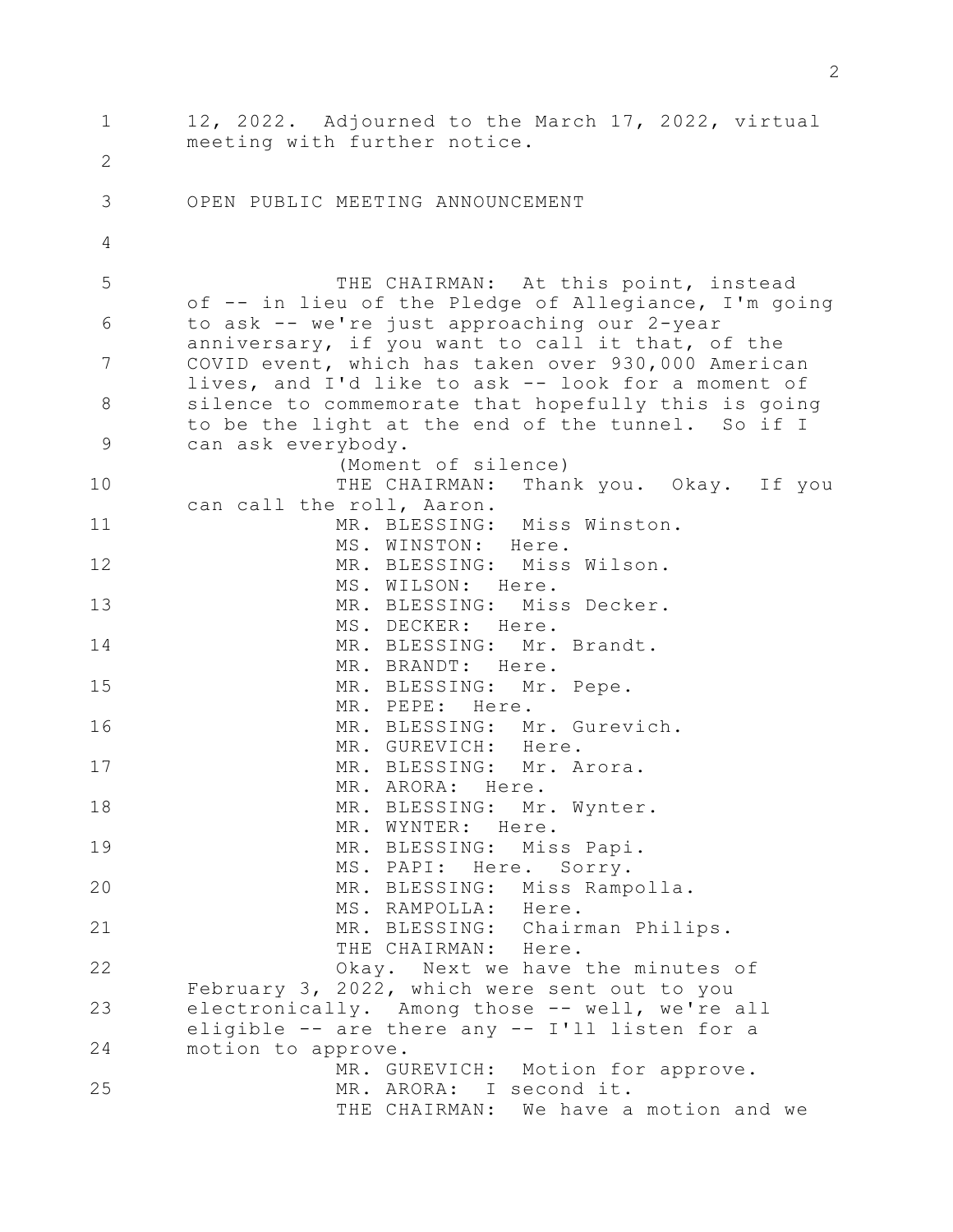12, 2022. Adjourned to the March 17, 2022, virtual meeting with further notice.

OPEN PUBLIC MEETING ANNOUNCEMENT

THE CHAIRMAN: At this point, instead of -- in lieu of the Pledge of Allegiance, I'm going to ask -- we're just approaching our 2-year anniversary, if you want to call it that, of the COVID event, which has taken over 930,000 American lives, and I'd like to ask -- look for a moment of silence to commemorate that hopefully this is going to be the light at the end of the tunnel. So if I can ask everybody.

(Moment of silence)

THE CHAIRMAN: Thank you. Okay. If you can call the roll, Aaron.

MR. BLESSING: Miss Winston.

MS. WINSTON: Here.

MR. BLESSING: Miss Wilson.

MS. WILSON: Here.

MR. BLESSING: Miss Decker.

MS. DECKER: Here.

MR. BLESSING: Mr. Brandt.

MR. BRANDT: Here.

MR. BLESSING: Mr. Pepe.

MR. PEPE: Here.

MR. BLESSING: Mr. Gurevich.

MR. GUREVICH: Here.

MR. BLESSING: Mr. Arora.

MR. ARORA: Here.

MR. BLESSING: Mr. Wynter.

MR. WYNTER: Here.

MR. BLESSING: Miss Papi.

MS. PAPI: Here. Sorry.

MR. BLESSING: Miss Rampolla.

MS. RAMPOLLA: Here.

MR. BLESSING: Chairman Philips.

THE CHAIRMAN: Here.

Okay. Next we have the minutes of February 3, 2022, which were sent out to you electronically. Among those -- well, we're all eligible -- are there any -- I'll listen for a motion to approve.

MR. GUREVICH: Motion for approve.

MR. ARORA: I second it.

THE CHAIRMAN: We have a motion and we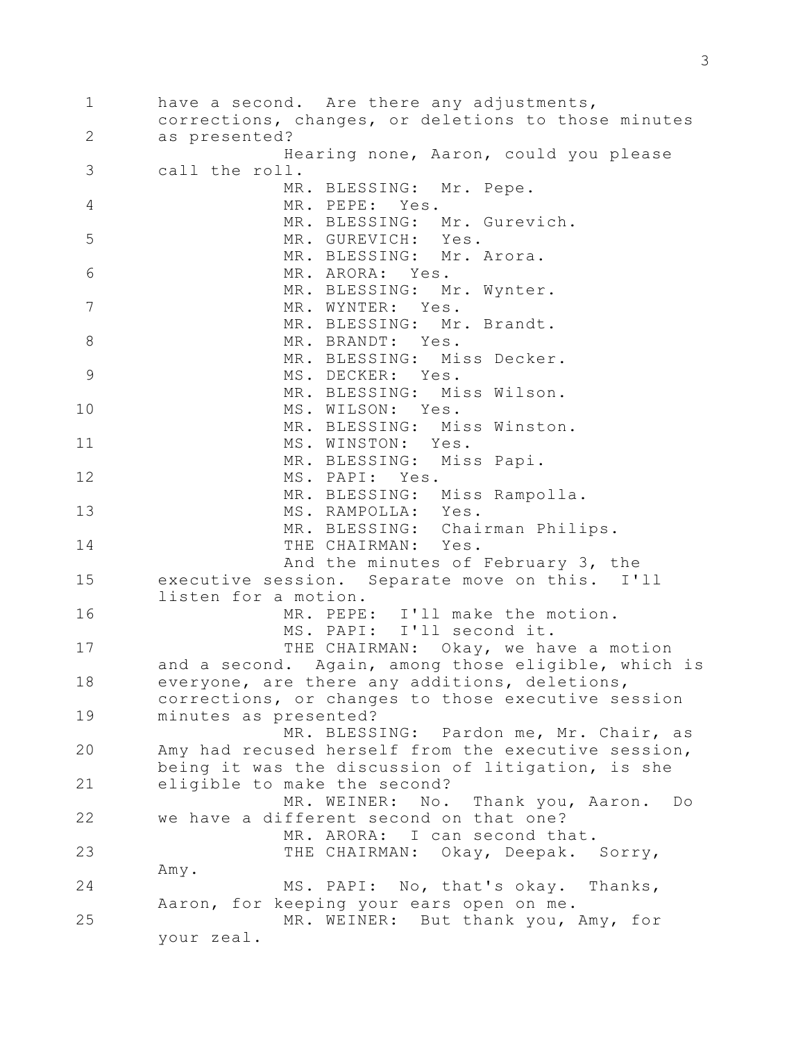have a second. Are there any adjustments, corrections, changes, or deletions to those minutes as presented?

Hearing none, Aaron, could you please call the roll.

MR. BLESSING: Mr. Pepe.

MR. PEPE: Yes.

MR. BLESSING: Mr. Gurevich.

MR. GUREVICH: Yes.

MR. BLESSING: Mr. Arora.

MR. ARORA: Yes.

MR. BLESSING: Mr. Wynter.

MR. WYNTER: Yes.

MR. BLESSING: Mr. Brandt.

MR. BRANDT: Yes.

MR. BLESSING: Miss Decker.

MS. DECKER: Yes.

MR. BLESSING: Miss Wilson.

MS. WILSON: Yes.

MR. BLESSING: Miss Winston.

MS. WINSTON: Yes.

MR. BLESSING: Miss Papi.

MS. PAPI: Yes.

MR. BLESSING: Miss Rampolla.

MS. RAMPOLLA: Yes.

MR. BLESSING: Chairman Philips.

THE CHAIRMAN: Yes.

And the minutes of February 3, the executive session. Separate move on this. I'll listen for a motion.

MR. PEPE: I'll make the motion.

MS. PAPI: I'll second it.

THE CHAIRMAN: Okay, we have a motion and a second. Again, among those eligible, which is everyone, are there any additions, deletions, corrections, or changes to those executive session minutes as presented?

MR. BLESSING: Pardon me, Mr. Chair, as Amy had recused herself from the executive session, being it was the discussion of litigation, is she eligible to make the second?

MR. WEINER: No. Thank you, Aaron. Do we have a different second on that one?

MR. ARORA: I can second that.

THE CHAIRMAN: Okay, Deepak. Sorry, Amy.

MS. PAPI: No, that's okay. Thanks, Aaron, for keeping your ears open on me.

MR. WEINER: But thank you, Amy, for your zeal.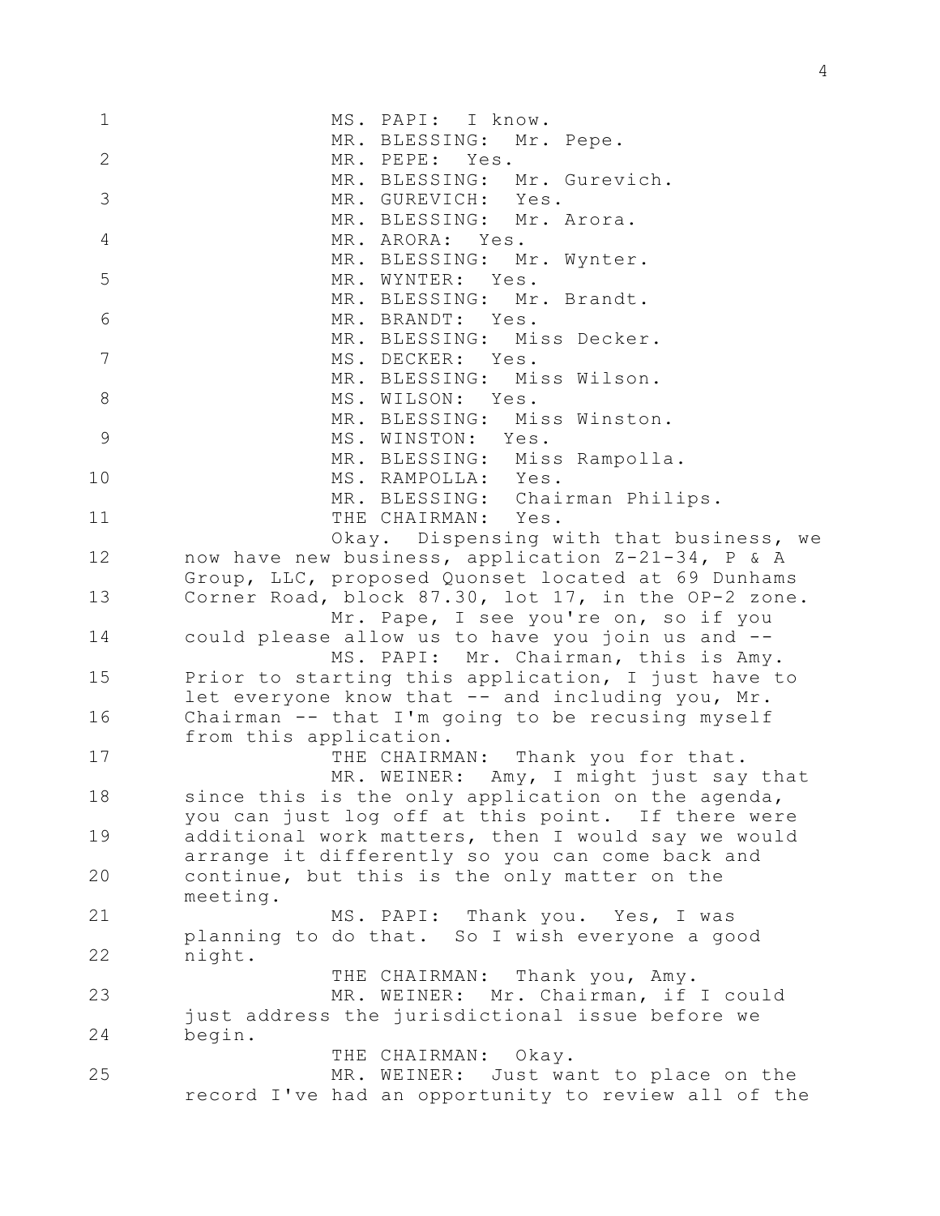MS. PAPI: I know.

MR. BLESSING: Mr. Pepe.

MR. PEPE: Yes.

MR. BLESSING: Mr. Gurevich.

MR. GUREVICH: Yes.

MR. BLESSING: Mr. Arora.

MR. ARORA: Yes.

MR. BLESSING: Mr. Wynter.

MR. WYNTER: Yes.

MR. BLESSING: Mr. Brandt.

MR. BRANDT: Yes.

MR. BLESSING: Miss Decker.

MS. DECKER: Yes.

MR. BLESSING: Miss Wilson.

MS. WILSON: Yes.

MR. BLESSING: Miss Winston.

MS. WINSTON: Yes.

MR. BLESSING: Miss Rampolla.

MS. RAMPOLLA: Yes.

MR. BLESSING: Chairman Philips.

THE CHAIRMAN: Yes.

Okay. Dispensing with that business, we now have new business, application Z-21-34, P & A Group, LLC, proposed Quonset located at 69 Dunhams Corner Road, block 87.30, lot 17, in the OP-2 zone.

Mr. Pape, I see you're on, so if you could please allow us to have you join us and --

MS. PAPI: Mr. Chairman, this is Amy. Prior to starting this application, I just have to let everyone know that -- and including you, Mr. Chairman -- that I'm going to be recusing myself from this application.

THE CHAIRMAN: Thank you for that.

MR. WEINER: Amy, I might just say that since this is the only application on the agenda, you can just log off at this point. If there were additional work matters, then I would say we would arrange it differently so you can come back and continue, but this is the only matter on the meeting.

MS. PAPI: Thank you. Yes, I was planning to do that. So I wish everyone a good night.

THE CHAIRMAN: Thank you, Amy.

MR. WEINER: Mr. Chairman, if I could just address the jurisdictional issue before we begin.

THE CHAIRMAN: Okay.

MR. WEINER: Just want to place on the record I've had an opportunity to review all of the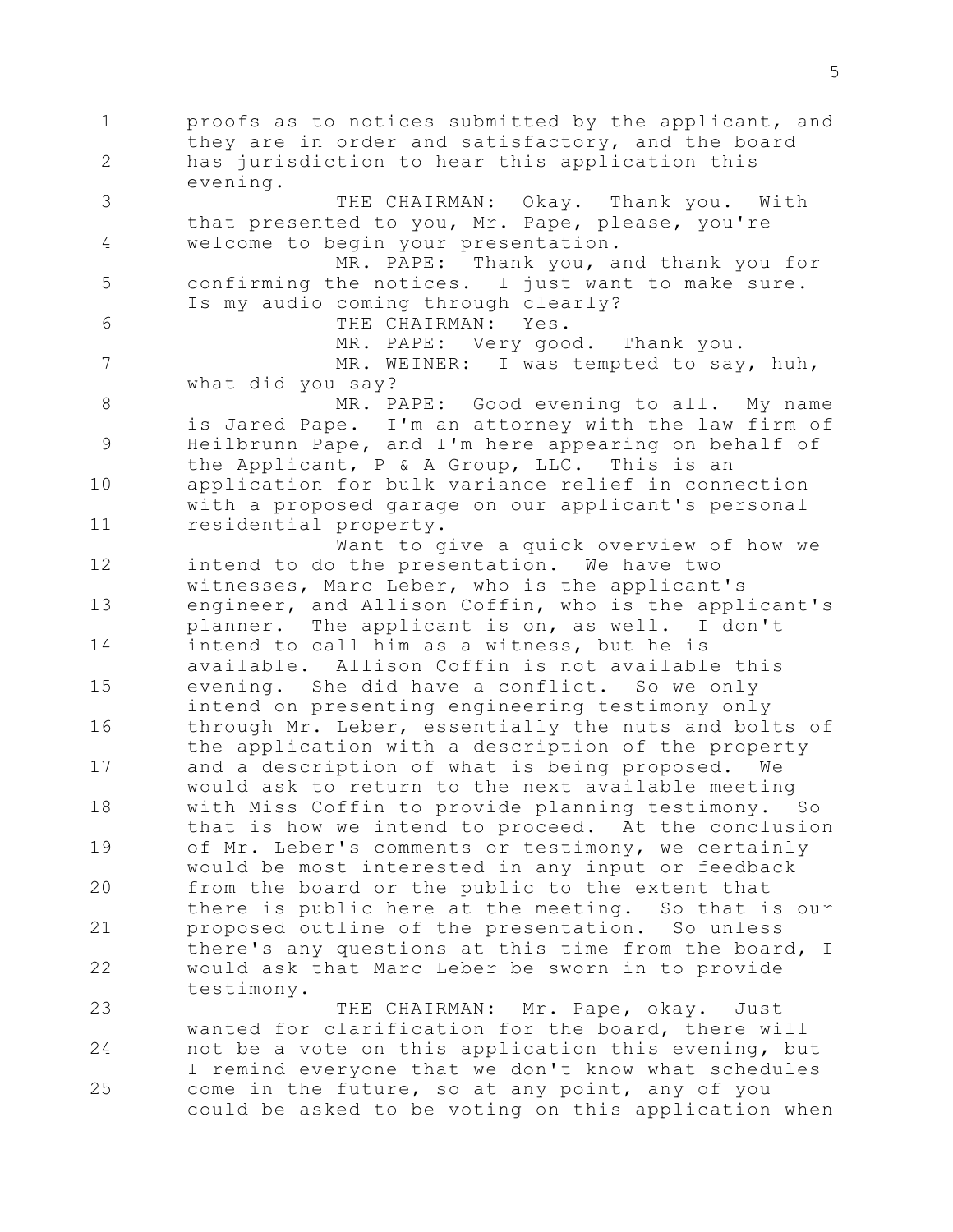proofs as to notices submitted by the applicant, and they are in order and satisfactory, and the board has jurisdiction to hear this application this evening.

THE CHAIRMAN: Okay. Thank you. With that presented to you, Mr. Pape, please, you're welcome to begin your presentation.

MR. PAPE: Thank you, and thank you for confirming the notices. I just want to make sure. Is my audio coming through clearly?

THE CHAIRMAN: Yes.

MR. PAPE: Very good. Thank you.

MR. WEINER: I was tempted to say, huh, what did you say?

MR. PAPE: Good evening to all. My name is Jared Pape. I'm an attorney with the law firm of Heilbrunn Pape, and I'm here appearing on behalf of the Applicant, P & A Group, LLC. This is an application for bulk variance relief in connection with a proposed garage on our applicant's personal residential property.

Want to give a quick overview of how we intend to do the presentation. We have two witnesses, Marc Leber, who is the applicant's engineer, and Allison Coffin, who is the applicant's planner. The applicant is on, as well. I don't intend to call him as a witness, but he is available. Allison Coffin is not available this evening. She did have a conflict. So we only intend on presenting engineering testimony only through Mr. Leber, essentially the nuts and bolts of the application with a description of the property and a description of what is being proposed. We would ask to return to the next available meeting with Miss Coffin to provide planning testimony. So that is how we intend to proceed. At the conclusion of Mr. Leber's comments or testimony, we certainly would be most interested in any input or feedback from the board or the public to the extent that there is public here at the meeting. So that is our proposed outline of the presentation. So unless there's any questions at this time from the board, I would ask that Marc Leber be sworn in to provide testimony.

THE CHAIRMAN: Mr. Pape, okay. Just wanted for clarification for the board, there will not be a vote on this application this evening, but I remind everyone that we don't know what schedules come in the future, so at any point, any of you could be asked to be voting on this application when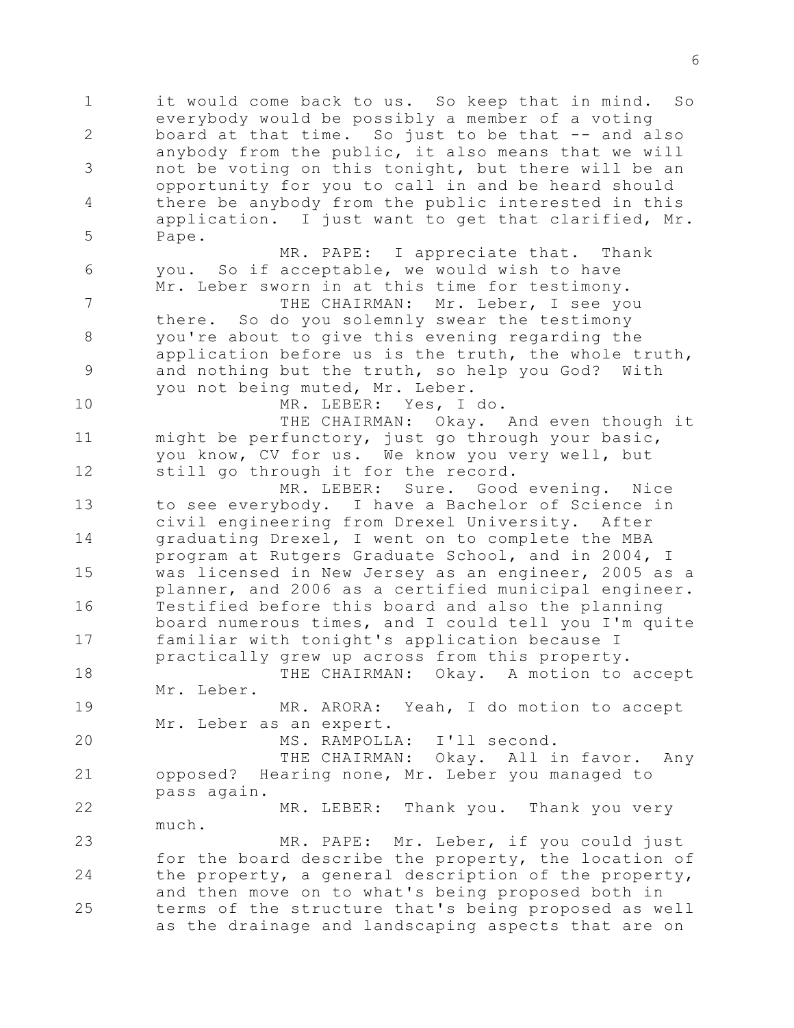it would come back to us. So keep that in mind. So everybody would be possibly a member of a voting board at that time. So just to be that -- and also anybody from the public, it also means that we will not be voting on this tonight, but there will be an opportunity for you to call in and be heard should there be anybody from the public interested in this application. I just want to get that clarified, Mr. Pape.

MR. PAPE: I appreciate that. Thank you. So if acceptable, we would wish to have Mr. Leber sworn in at this time for testimony.

THE CHAIRMAN: Mr. Leber, I see you there. So do you solemnly swear the testimony you're about to give this evening regarding the application before us is the truth, the whole truth, and nothing but the truth, so help you God? With you not being muted, Mr. Leber.

MR. LEBER: Yes, I do.

THE CHAIRMAN: Okay. And even though it might be perfunctory, just go through your basic, you know, CV for us. We know you very well, but still go through it for the record.

MR. LEBER: Sure. Good evening. Nice to see everybody. I have a Bachelor of Science in civil engineering from Drexel University. After graduating Drexel, I went on to complete the MBA program at Rutgers Graduate School, and in 2004, I was licensed in New Jersey as an engineer, 2005 as a planner, and 2006 as a certified municipal engineer. Testified before this board and also the planning board numerous times, and I could tell you I'm quite familiar with tonight's application because I practically grew up across from this property.

THE CHAIRMAN: Okay. A motion to accept Mr. Leber.

MR. ARORA: Yeah, I do motion to accept Mr. Leber as an expert.

MS. RAMPOLLA: I'll second.

THE CHAIRMAN: Okay. All in favor. Any opposed? Hearing none, Mr. Leber you managed to pass again.

MR. LEBER: Thank you. Thank you very much.

MR. PAPE: Mr. Leber, if you could just for the board describe the property, the location of the property, a general description of the property, and then move on to what's being proposed both in terms of the structure that's being proposed as well as the drainage and landscaping aspects that are on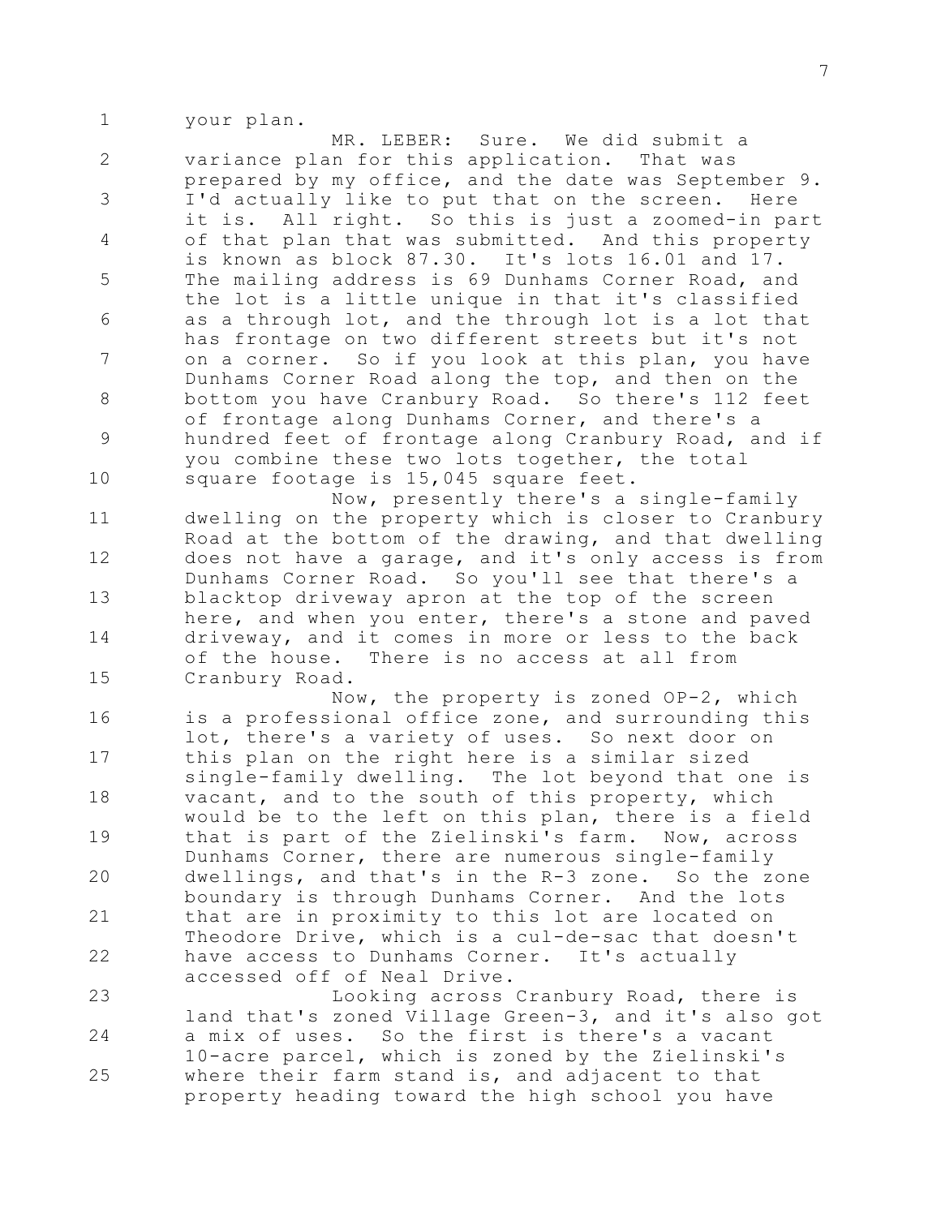your plan.

MR. LEBER: Sure. We did submit a variance plan for this application. That was prepared by my office, and the date was September 9. I'd actually like to put that on the screen. Here it is. All right. So this is just a zoomed-in part of that plan that was submitted. And this property is known as block 87.30. It's lots 16.01 and 17. The mailing address is 69 Dunhams Corner Road, and the lot is a little unique in that it's classified as a through lot, and the through lot is a lot that has frontage on two different streets but it's not on a corner. So if you look at this plan, you have Dunhams Corner Road along the top, and then on the bottom you have Cranbury Road. So there's 112 feet of frontage along Dunhams Corner, and there's a hundred feet of frontage along Cranbury Road, and if you combine these two lots together, the total square footage is 15,045 square feet.

Now, presently there's a single-family dwelling on the property which is closer to Cranbury Road at the bottom of the drawing, and that dwelling does not have a garage, and it's only access is from Dunhams Corner Road. So you'll see that there's a blacktop driveway apron at the top of the screen here, and when you enter, there's a stone and paved driveway, and it comes in more or less to the back of the house. There is no access at all from Cranbury Road.

Now, the property is zoned OP-2, which is a professional office zone, and surrounding this lot, there's a variety of uses. So next door on this plan on the right here is a similar sized single-family dwelling. The lot beyond that one is vacant, and to the south of this property, which would be to the left on this plan, there is a field that is part of the Zielinski's farm. Now, across Dunhams Corner, there are numerous single-family dwellings, and that's in the R-3 zone. So the zone boundary is through Dunhams Corner. And the lots that are in proximity to this lot are located on Theodore Drive, which is a cul-de-sac that doesn't have access to Dunhams Corner. It's actually accessed off of Neal Drive.

Looking across Cranbury Road, there is land that's zoned Village Green-3, and it's also got a mix of uses. So the first is there's a vacant 10-acre parcel, which is zoned by the Zielinski's where their farm stand is, and adjacent to that property heading toward the high school you have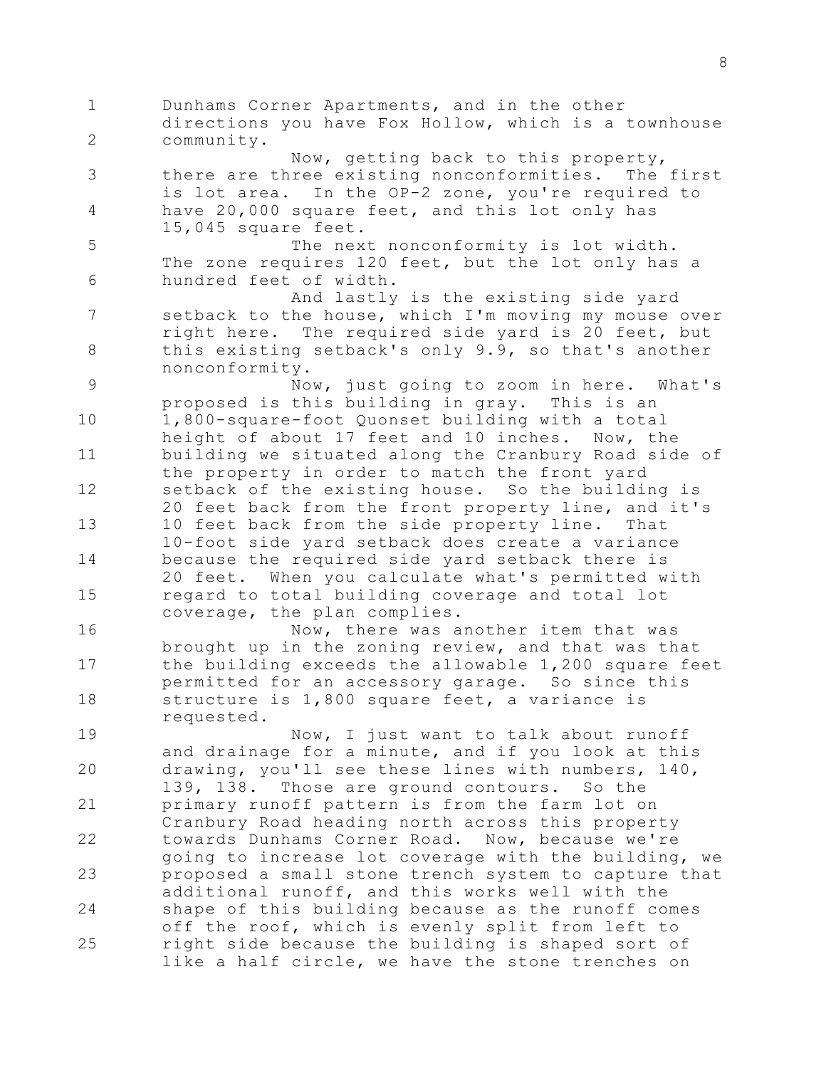Dunhams Corner Apartments, and in the other directions you have Fox Hollow, which is a townhouse community.

Now, getting back to this property, there are three existing nonconformities. The first is lot area. In the OP-2 zone, you're required to have 20,000 square feet, and this lot only has 15,045 square feet.

The next nonconformity is lot width. The zone requires 120 feet, but the lot only has a hundred feet of width.

And lastly is the existing side yard setback to the house, which I'm moving my mouse over right here. The required side yard is 20 feet, but this existing setback's only 9.9, so that's another nonconformity.

Now, just going to zoom in here. What's proposed is this building in gray. This is an 1,800-square-foot Quonset building with a total height of about 17 feet and 10 inches. Now, the building we situated along the Cranbury Road side of the property in order to match the front yard setback of the existing house. So the building is 20 feet back from the front property line, and it's 10 feet back from the side property line. That 10-foot side yard setback does create a variance because the required side yard setback there is 20 feet. When you calculate what's permitted with regard to total building coverage and total lot coverage, the plan complies.

Now, there was another item that was brought up in the zoning review, and that was that the building exceeds the allowable 1,200 square feet permitted for an accessory garage. So since this structure is 1,800 square feet, a variance is requested.

Now, I just want to talk about runoff and drainage for a minute, and if you look at this drawing, you'll see these lines with numbers, 140, 139, 138. Those are ground contours. So the primary runoff pattern is from the farm lot on Cranbury Road heading north across this property towards Dunhams Corner Road. Now, because we're going to increase lot coverage with the building, we proposed a small stone trench system to capture that additional runoff, and this works well with the shape of this building because as the runoff comes off the roof, which is evenly split from left to right side because the building is shaped sort of like a half circle, we have the stone trenches on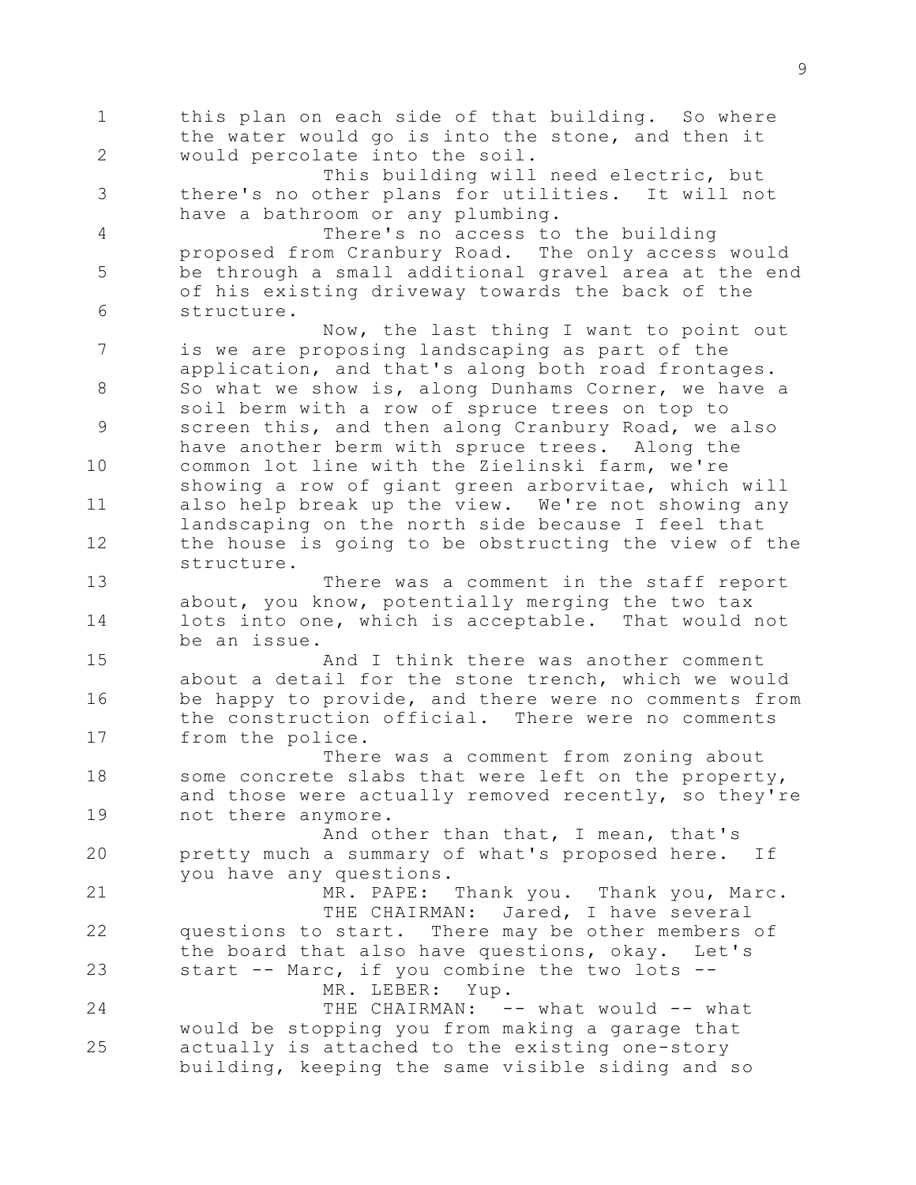this plan on each side of that building. So where the water would go is into the stone, and then it would percolate into the soil.

This building will need electric, but there's no other plans for utilities. It will not have a bathroom or any plumbing.

There's no access to the building proposed from Cranbury Road. The only access would be through a small additional gravel area at the end of his existing driveway towards the back of the structure.

Now, the last thing I want to point out is we are proposing landscaping as part of the application, and that's along both road frontages. So what we show is, along Dunhams Corner, we have a soil berm with a row of spruce trees on top to screen this, and then along Cranbury Road, we also have another berm with spruce trees. Along the common lot line with the Zielinski farm, we're showing a row of giant green arborvitae, which will also help break up the view. We're not showing any landscaping on the north side because I feel that the house is going to be obstructing the view of the structure.

There was a comment in the staff report about, you know, potentially merging the two tax lots into one, which is acceptable. That would not be an issue.

And I think there was another comment about a detail for the stone trench, which we would be happy to provide, and there were no comments from the construction official. There were no comments from the police.

There was a comment from zoning about some concrete slabs that were left on the property, and those were actually removed recently, so they're not there anymore.

And other than that, I mean, that's pretty much a summary of what's proposed here. If you have any questions.

MR. PAPE: Thank you. Thank you, Marc.

THE CHAIRMAN: Jared, I have several questions to start. There may be other members of the board that also have questions, okay. Let's start -- Marc, if you combine the two lots --

MR. LEBER: Yup.

THE CHAIRMAN: -- what would -- what would be stopping you from making a garage that actually is attached to the existing one-story building, keeping the same visible siding and so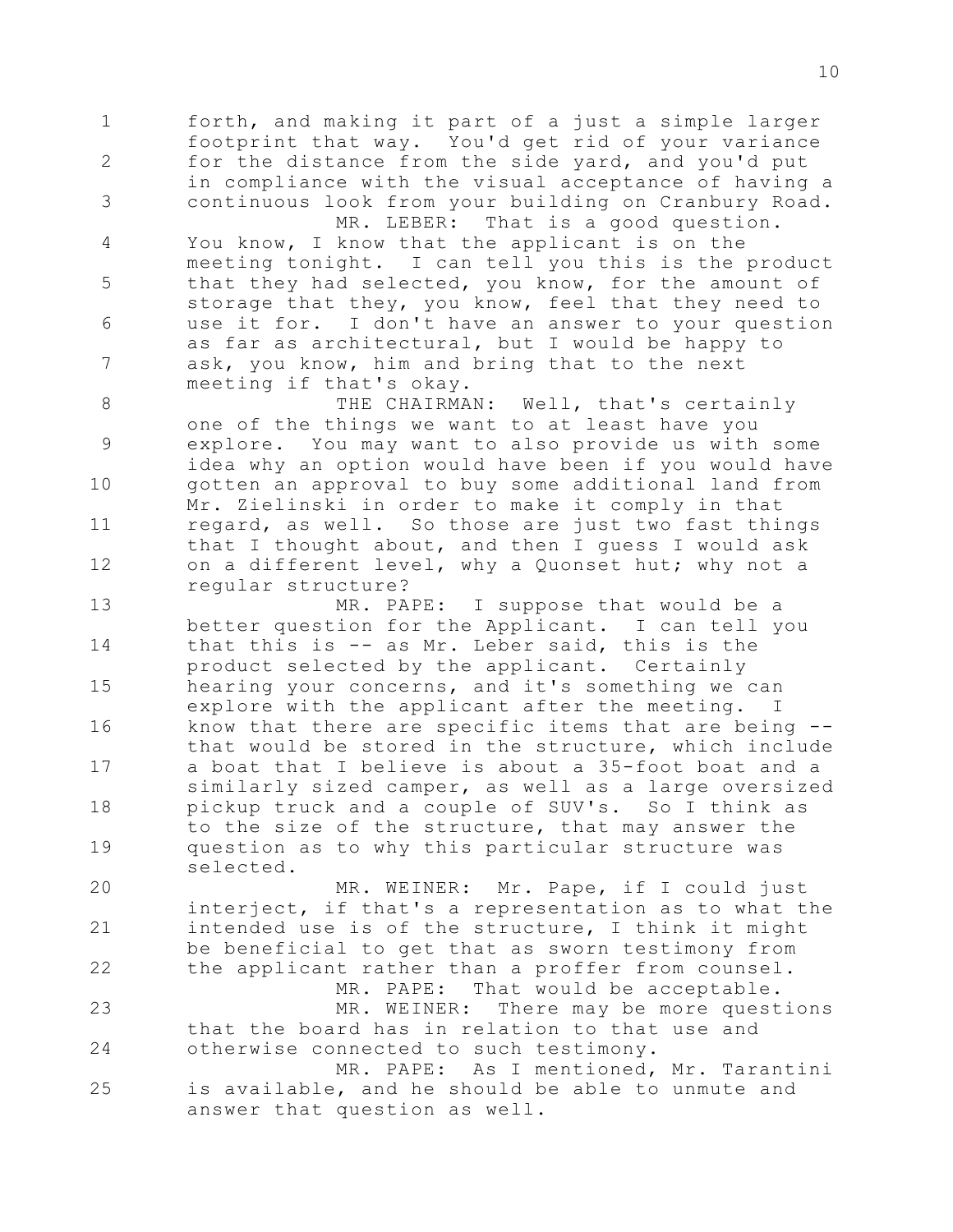forth, and making it part of a just a simple larger footprint that way. You'd get rid of your variance for the distance from the side yard, and you'd put in compliance with the visual acceptance of having a continuous look from your building on Cranbury Road.

MR. LEBER: That is a good question. You know, I know that the applicant is on the meeting tonight. I can tell you this is the product that they had selected, you know, for the amount of storage that they, you know, feel that they need to use it for. I don't have an answer to your question as far as architectural, but I would be happy to ask, you know, him and bring that to the next meeting if that's okay.

THE CHAIRMAN: Well, that's certainly one of the things we want to at least have you explore. You may want to also provide us with some idea why an option would have been if you would have gotten an approval to buy some additional land from Mr. Zielinski in order to make it comply in that regard, as well. So those are just two fast things that I thought about, and then I guess I would ask on a different level, why a Quonset hut; why not a regular structure?

MR. PAPE: I suppose that would be a better question for the Applicant. I can tell you that this is -- as Mr. Leber said, this is the product selected by the applicant. Certainly hearing your concerns, and it's something we can explore with the applicant after the meeting. I know that there are specific items that are being -- that would be stored in the structure, which include a boat that I believe is about a 35-foot boat and a similarly sized camper, as well as a large oversized pickup truck and a couple of SUV's. So I think as to the size of the structure, that may answer the question as to why this particular structure was selected.

MR. WEINER: Mr. Pape, if I could just interject, if that's a representation as to what the intended use is of the structure, I think it might be beneficial to get that as sworn testimony from the applicant rather than a proffer from counsel.

MR. PAPE: That would be acceptable.

MR. WEINER: There may be more questions that the board has in relation to that use and otherwise connected to such testimony.

MR. PAPE: As I mentioned, Mr. Tarantini is available, and he should be able to unmute and answer that question as well.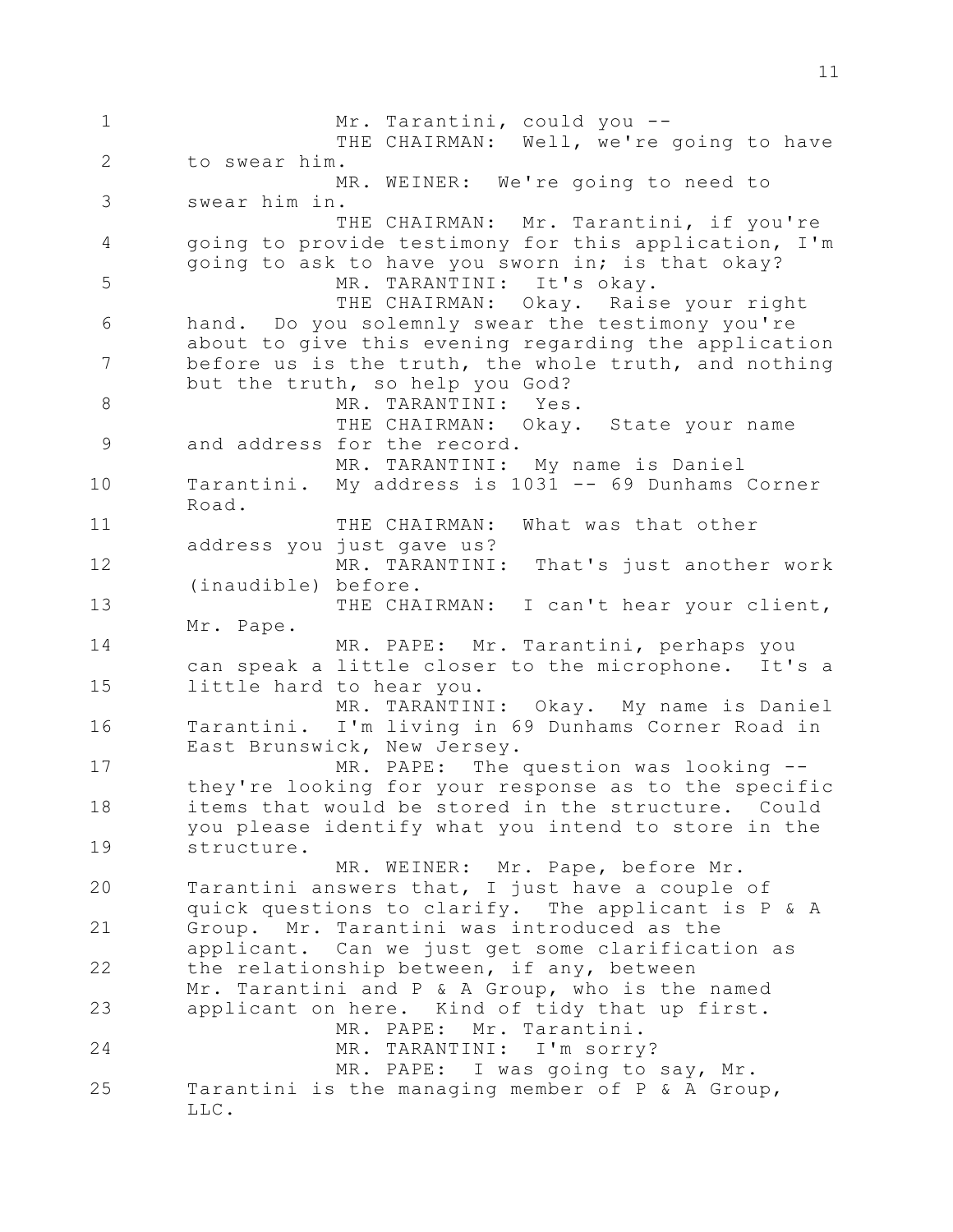Mr. Tarantini, could you --

THE CHAIRMAN: Well, we're going to have to swear him.

MR. WEINER: We're going to need to swear him in.

THE CHAIRMAN: Mr. Tarantini, if you're going to provide testimony for this application, I'm going to ask to have you sworn in; is that okay?

MR. TARANTINI: It's okay.

THE CHAIRMAN: Okay. Raise your right hand. Do you solemnly swear the testimony you're about to give this evening regarding the application before us is the truth, the whole truth, and nothing but the truth, so help you God?

MR. TARANTINI: Yes.

THE CHAIRMAN: Okay. State your name and address for the record.

MR. TARANTINI: My name is Daniel Tarantini. My address is 1031 -- 69 Dunhams Corner Road.

THE CHAIRMAN: What was that other address you just gave us?

MR. TARANTINI: That's just another work (inaudible) before.

THE CHAIRMAN: I can't hear your client, Mr. Pape.

MR. PAPE: Mr. Tarantini, perhaps you can speak a little closer to the microphone. It's a little hard to hear you.

MR. TARANTINI: Okay. My name is Daniel Tarantini. I'm living in 69 Dunhams Corner Road in East Brunswick, New Jersey.

MR. PAPE: The question was looking -- they're looking for your response as to the specific items that would be stored in the structure. Could you please identify what you intend to store in the structure.

MR. WEINER: Mr. Pape, before Mr. Tarantini answers that, I just have a couple of quick questions to clarify. The applicant is P & A Group. Mr. Tarantini was introduced as the applicant. Can we just get some clarification as the relationship between, if any, between Mr. Tarantini and P & A Group, who is the named applicant on here. Kind of tidy that up first.

MR. PAPE: Mr. Tarantini.

MR. TARANTINI: I'm sorry?

MR. PAPE: I was going to say, Mr. Tarantini is the managing member of P & A Group, LLC.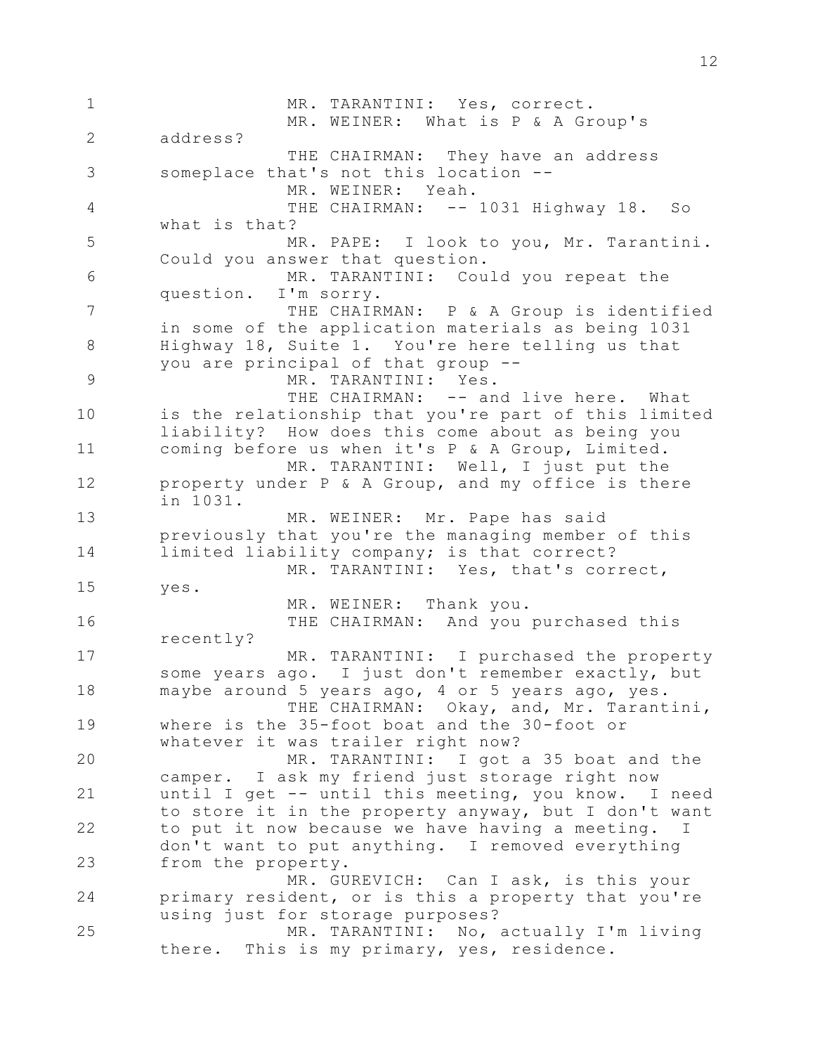MR. TARANTINI: Yes, correct.

MR. WEINER: What is P & A Group's address?

THE CHAIRMAN: They have an address someplace that's not this location --

MR. WEINER: Yeah.

THE CHAIRMAN: -- 1031 Highway 18. So what is that?

MR. PAPE: I look to you, Mr. Tarantini. Could you answer that question.

MR. TARANTINI: Could you repeat the question. I'm sorry.

THE CHAIRMAN: P & A Group is identified in some of the application materials as being 1031 Highway 18, Suite 1. You're here telling us that you are principal of that group --

MR. TARANTINI: Yes.

THE CHAIRMAN: -- and live here. What is the relationship that you're part of this limited liability? How does this come about as being you coming before us when it's P & A Group, Limited.

MR. TARANTINI: Well, I just put the property under P & A Group, and my office is there in 1031.

MR. WEINER: Mr. Pape has said previously that you're the managing member of this limited liability company; is that correct?

MR. TARANTINI: Yes, that's correct, yes.

MR. WEINER: Thank you.

THE CHAIRMAN: And you purchased this recently?

MR. TARANTINI: I purchased the property some years ago. I just don't remember exactly, but maybe around 5 years ago, 4 or 5 years ago, yes.

THE CHAIRMAN: Okay, and, Mr. Tarantini, where is the 35-foot boat and the 30-foot or whatever it was trailer right now?

MR. TARANTINI: I got a 35 boat and the camper. I ask my friend just storage right now until I get -- until this meeting, you know. I need to store it in the property anyway, but I don't want to put it now because we have having a meeting. I don't want to put anything. I removed everything from the property.

MR. GUREVICH: Can I ask, is this your primary resident, or is this a property that you're using just for storage purposes?

MR. TARANTINI: No, actually I'm living there. This is my primary, yes, residence.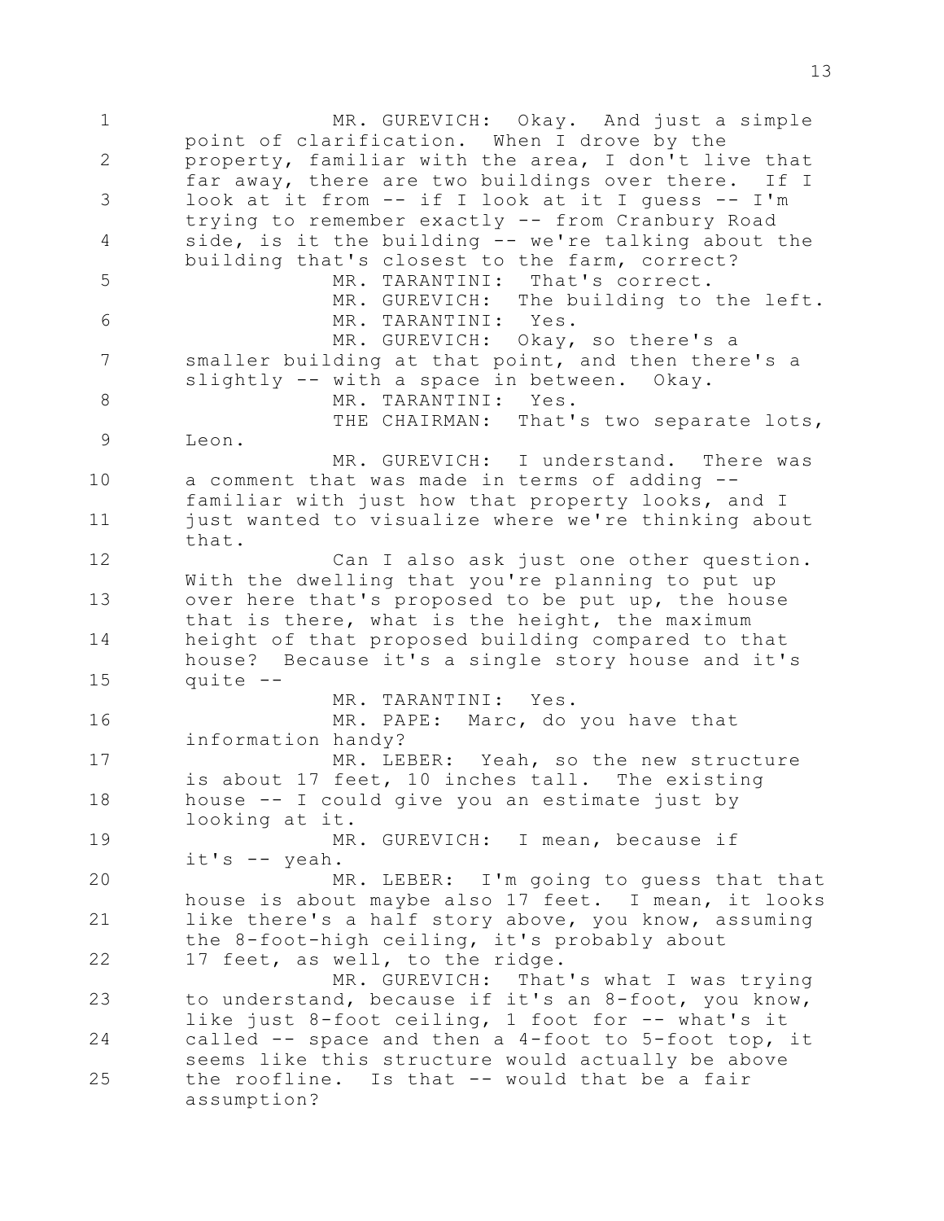MR. GUREVICH: Okay. And just a simple point of clarification. When I drove by the property, familiar with the area, I don't live that far away, there are two buildings over there. If I look at it from -- if I look at it I guess -- I'm trying to remember exactly -- from Cranbury Road side, is it the building -- we're talking about the building that's closest to the farm, correct?

MR. TARANTINI: That's correct.

MR. GUREVICH: The building to the left.

MR. TARANTINI: Yes.

MR. GUREVICH: Okay, so there's a smaller building at that point, and then there's a slightly -- with a space in between. Okay.

MR. TARANTINI: Yes.

THE CHAIRMAN: That's two separate lots, Leon.

MR. GUREVICH: I understand. There was a comment that was made in terms of adding -- familiar with just how that property looks, and I just wanted to visualize where we're thinking about that.

Can I also ask just one other question. With the dwelling that you're planning to put up over here that's proposed to be put up, the house that is there, what is the height, the maximum height of that proposed building compared to that house? Because it's a single story house and it's quite --

MR. TARANTINI: Yes.

MR. PAPE: Marc, do you have that information handy?

MR. LEBER: Yeah, so the new structure is about 17 feet, 10 inches tall. The existing house -- I could give you an estimate just by looking at it.

MR. GUREVICH: I mean, because if it's -- yeah.

MR. LEBER: I'm going to guess that that house is about maybe also 17 feet. I mean, it looks like there's a half story above, you know, assuming the 8-foot-high ceiling, it's probably about 17 feet, as well, to the ridge.

MR. GUREVICH: That's what I was trying to understand, because if it's an 8-foot, you know, like just 8-foot ceiling, 1 foot for -- what's it called -- space and then a 4-foot to 5-foot top, it seems like this structure would actually be above the roofline. Is that -- would that be a fair assumption?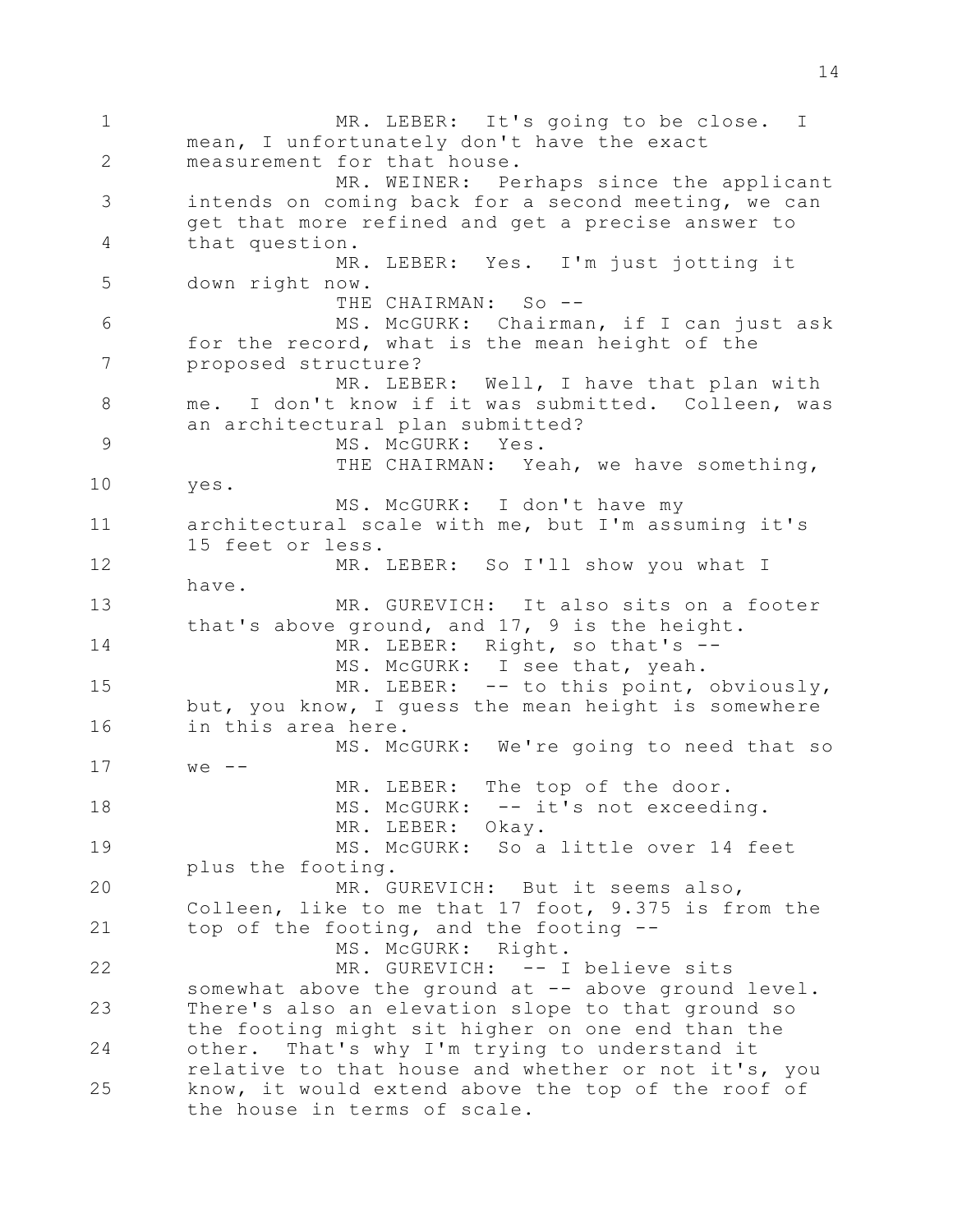MR. LEBER: It's going to be close. I mean, I unfortunately don't have the exact measurement for that house.

MR. WEINER: Perhaps since the applicant intends on coming back for a second meeting, we can get that more refined and get a precise answer to that question.

MR. LEBER: Yes. I'm just jotting it down right now.

THE CHAIRMAN: So --

MS. McGURK: Chairman, if I can just ask for the record, what is the mean height of the proposed structure?

MR. LEBER: Well, I have that plan with me. I don't know if it was submitted. Colleen, was an architectural plan submitted?

MS. McGURK: Yes.

THE CHAIRMAN: Yeah, we have something, yes.

MS. McGURK: I don't have my architectural scale with me, but I'm assuming it's 15 feet or less.

MR. LEBER: So I'll show you what I have.

MR. GUREVICH: It also sits on a footer that's above ground, and 17, 9 is the height.

MR. LEBER: Right, so that's --

MS. McGURK: I see that, yeah.

MR. LEBER: -- to this point, obviously, but, you know, I guess the mean height is somewhere in this area here.

MS. McGURK: We're going to need that so we --

MR. LEBER: The top of the door.

MS. McGURK: -- it's not exceeding.

MR. LEBER: Okay.

MS. McGURK: So a little over 14 feet plus the footing.

MR. GUREVICH: But it seems also, Colleen, like to me that 17 foot, 9.375 is from the top of the footing, and the footing --

MS. McGURK: Right.

MR. GUREVICH: -- I believe sits somewhat above the ground at -- above ground level. There's also an elevation slope to that ground so the footing might sit higher on one end than the other. That's why I'm trying to understand it relative to that house and whether or not it's, you know, it would extend above the top of the roof of the house in terms of scale.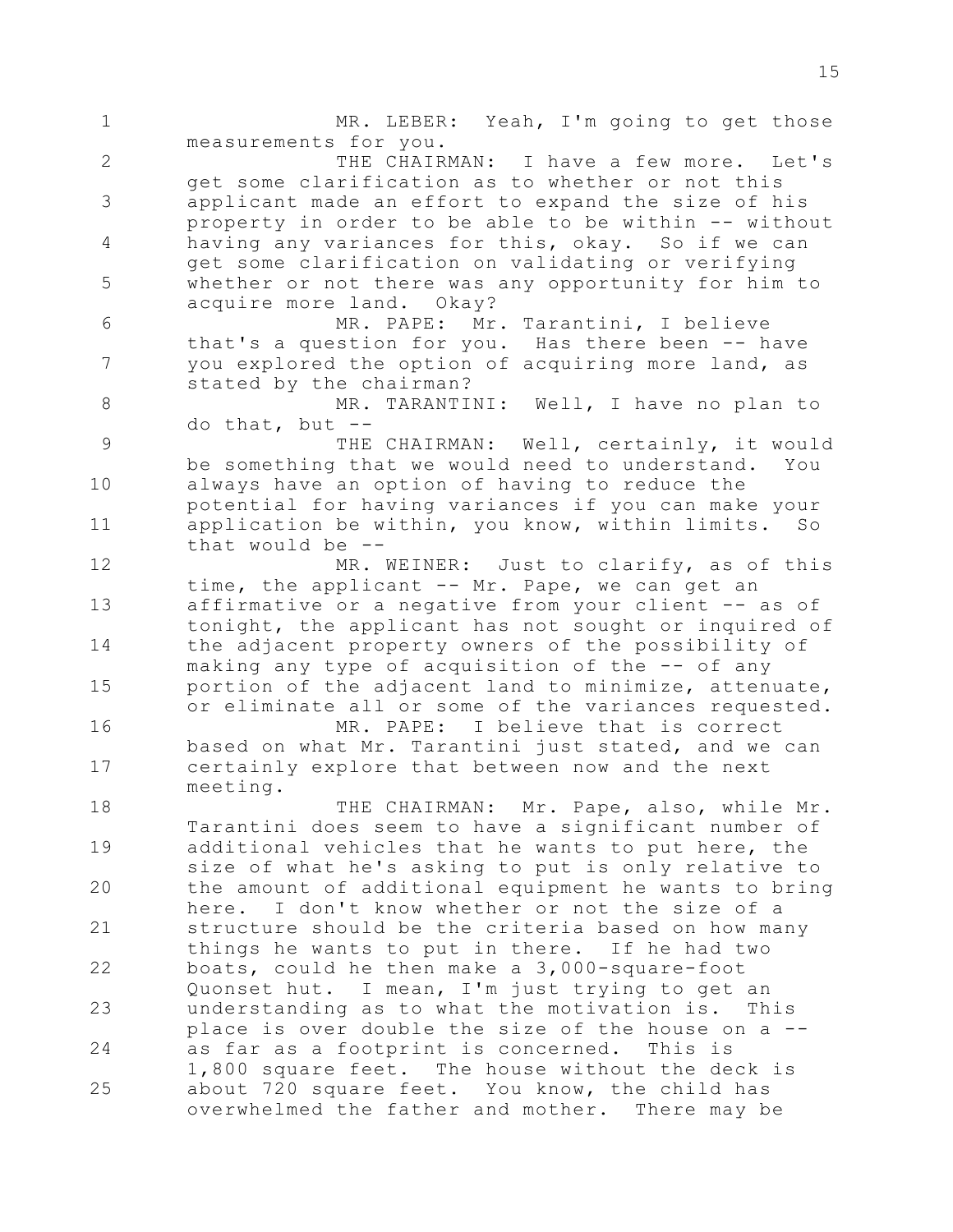MR. LEBER: Yeah, I'm going to get those measurements for you.

THE CHAIRMAN: I have a few more. Let's get some clarification as to whether or not this applicant made an effort to expand the size of his property in order to be able to be within -- without having any variances for this, okay. So if we can get some clarification on validating or verifying whether or not there was any opportunity for him to acquire more land. Okay?

MR. PAPE: Mr. Tarantini, I believe that's a question for you. Has there been -- have you explored the option of acquiring more land, as stated by the chairman?

MR. TARANTINI: Well, I have no plan to do that, but --

THE CHAIRMAN: Well, certainly, it would be something that we would need to understand. You always have an option of having to reduce the potential for having variances if you can make your application be within, you know, within limits. So that would be --

MR. WEINER: Just to clarify, as of this time, the applicant -- Mr. Pape, we can get an affirmative or a negative from your client -- as of tonight, the applicant has not sought or inquired of the adjacent property owners of the possibility of making any type of acquisition of the -- of any portion of the adjacent land to minimize, attenuate, or eliminate all or some of the variances requested.

MR. PAPE: I believe that is correct based on what Mr. Tarantini just stated, and we can certainly explore that between now and the next meeting.

THE CHAIRMAN: Mr. Pape, also, while Mr. Tarantini does seem to have a significant number of additional vehicles that he wants to put here, the size of what he's asking to put is only relative to the amount of additional equipment he wants to bring here. I don't know whether or not the size of a structure should be the criteria based on how many things he wants to put in there. If he had two boats, could he then make a 3,000-square-foot Quonset hut. I mean, I'm just trying to get an understanding as to what the motivation is. This place is over double the size of the house on a -- as far as a footprint is concerned. This is 1,800 square feet. The house without the deck is about 720 square feet. You know, the child has overwhelmed the father and mother. There may be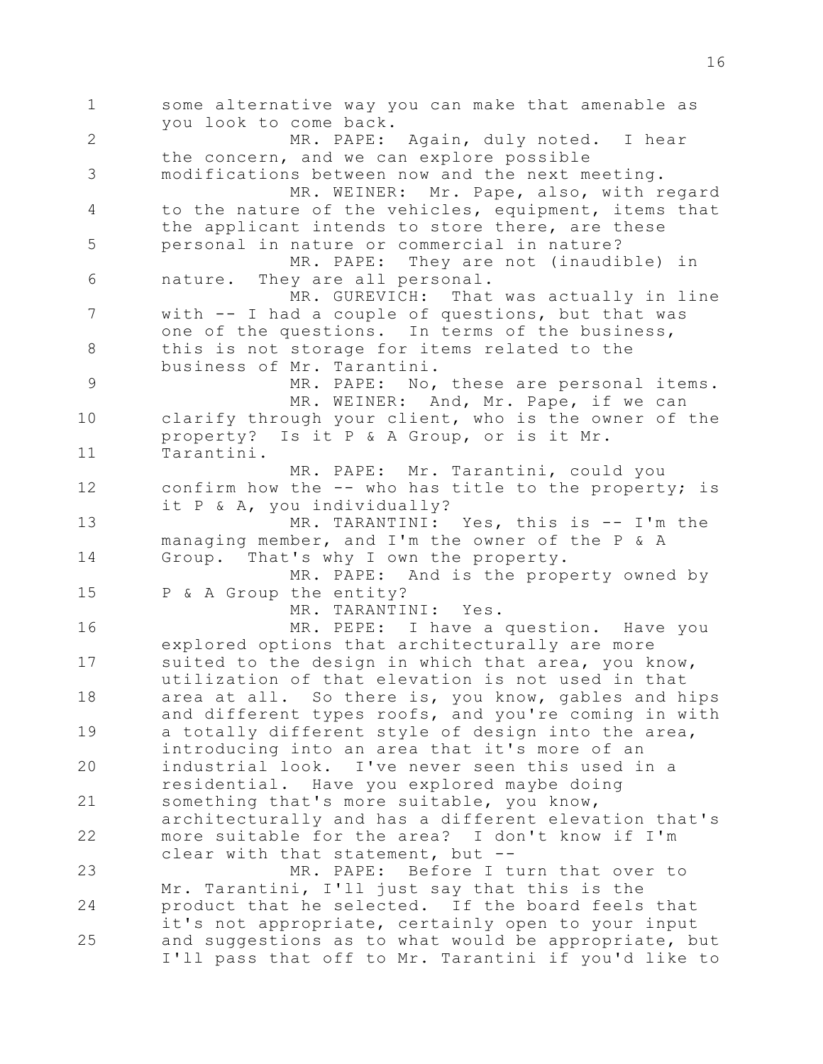some alternative way you can make that amenable as you look to come back.

MR. PAPE: Again, duly noted. I hear the concern, and we can explore possible modifications between now and the next meeting.

MR. WEINER: Mr. Pape, also, with regard to the nature of the vehicles, equipment, items that the applicant intends to store there, are these personal in nature or commercial in nature?

MR. PAPE: They are not (inaudible) in nature. They are all personal.

MR. GUREVICH: That was actually in line with -- I had a couple of questions, but that was one of the questions. In terms of the business, this is not storage for items related to the business of Mr. Tarantini.

MR. PAPE: No, these are personal items.

MR. WEINER: And, Mr. Pape, if we can clarify through your client, who is the owner of the property? Is it P & A Group, or is it Mr. Tarantini.

MR. PAPE: Mr. Tarantini, could you confirm how the -- who has title to the property; is it P & A, you individually?

MR. TARANTINI: Yes, this is -- I'm the managing member, and I'm the owner of the P & A Group. That's why I own the property.

MR. PAPE: And is the property owned by P & A Group the entity?

MR. TARANTINI: Yes.

MR. PEPE: I have a question. Have you explored options that architecturally are more suited to the design in which that area, you know, utilization of that elevation is not used in that area at all. So there is, you know, gables and hips and different types roofs, and you're coming in with a totally different style of design into the area, introducing into an area that it's more of an industrial look. I've never seen this used in a residential. Have you explored maybe doing something that's more suitable, you know, architecturally and has a different elevation that's more suitable for the area? I don't know if I'm clear with that statement, but --

MR. PAPE: Before I turn that over to Mr. Tarantini, I'll just say that this is the product that he selected. If the board feels that it's not appropriate, certainly open to your input and suggestions as to what would be appropriate, but I'll pass that off to Mr. Tarantini if you'd like to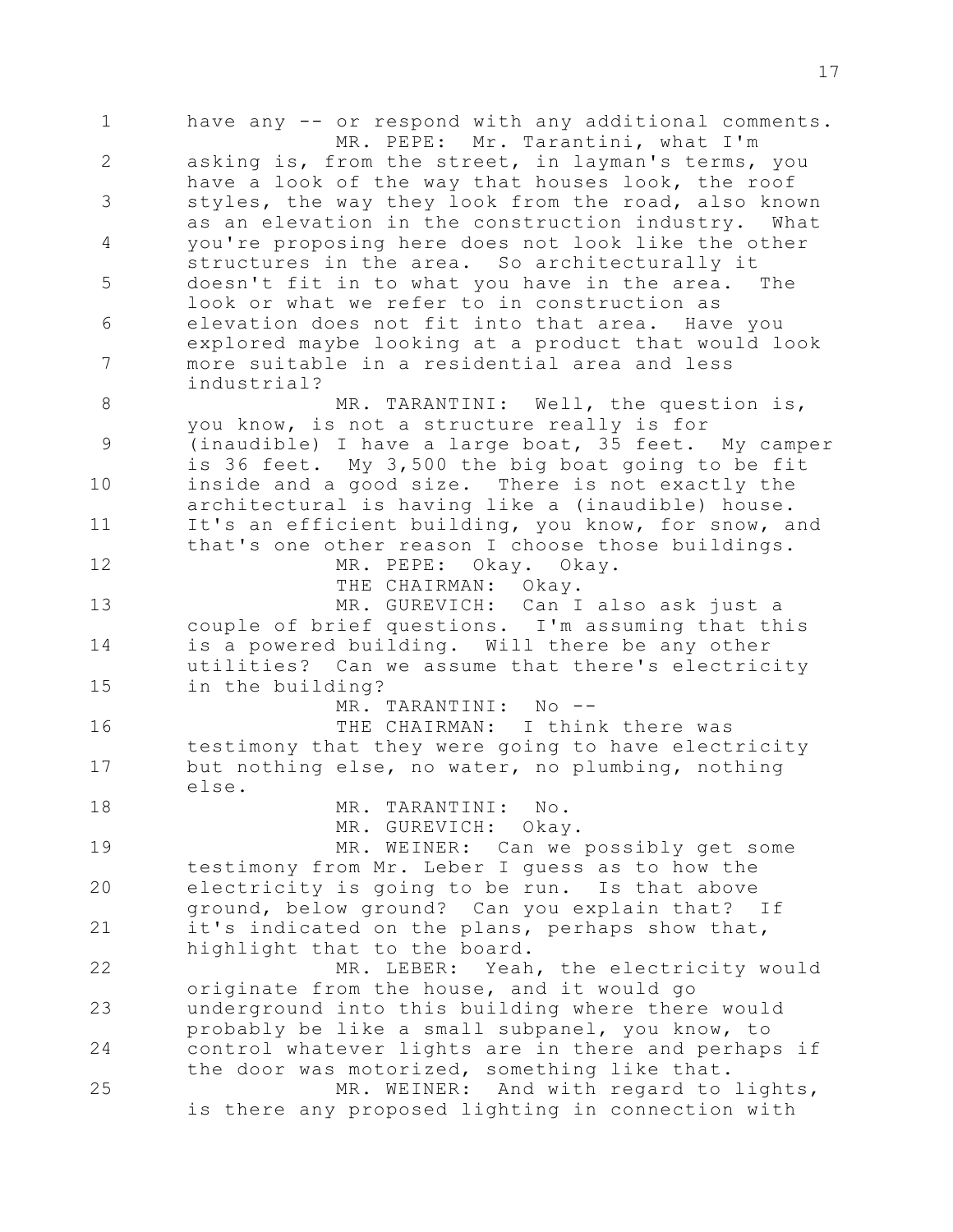1 have any -- or respond with any additional comments.
MR. PEPE: Mr. Tarantini, what I'm
2 asking is, from the street, in layman's terms, you have a look of the way that houses look, the roof
3 styles, the way they look from the road, also known as an elevation in the construction industry. What
4 you're proposing here does not look like the other structures in the area. So architecturally it
5 doesn't fit in to what you have in the area. The look or what we refer to in construction as
6 elevation does not fit into that area. Have you explored maybe looking at a product that would look
7 more suitable in a residential area and less industrial?
8 MR. TARANTINI: Well, the question is, you know, is not a structure really is for
9 (inaudible) I have a large boat, 35 feet. My camper is 36 feet. My 3,500 the big boat going to be fit
10 inside and a good size. There is not exactly the architectural is having like a (inaudible) house.
11 It's an efficient building, you know, for snow, and that's one other reason I choose those buildings.
12 MR. PEPE: Okay. Okay.
THE CHAIRMAN: Okay.
13 MR. GUREVICH: Can I also ask just a couple of brief questions. I'm assuming that this
14 is a powered building. Will there be any other utilities? Can we assume that there's electricity
15 in the building?
MR. TARANTINI: No --
16 THE CHAIRMAN: I think there was testimony that they were going to have electricity
17 but nothing else, no water, no plumbing, nothing else.
18 MR. TARANTINI: No.
MR. GUREVICH: Okay.
19 MR. WEINER: Can we possibly get some testimony from Mr. Leber I guess as to how the
20 electricity is going to be run. Is that above ground, below ground? Can you explain that? If
21 it's indicated on the plans, perhaps show that, highlight that to the board.
22 MR. LEBER: Yeah, the electricity would originate from the house, and it would go
23 underground into this building where there would probably be like a small subpanel, you know, to
24 control whatever lights are in there and perhaps if the door was motorized, something like that.
25 MR. WEINER: And with regard to lights, is there any proposed lighting in connection with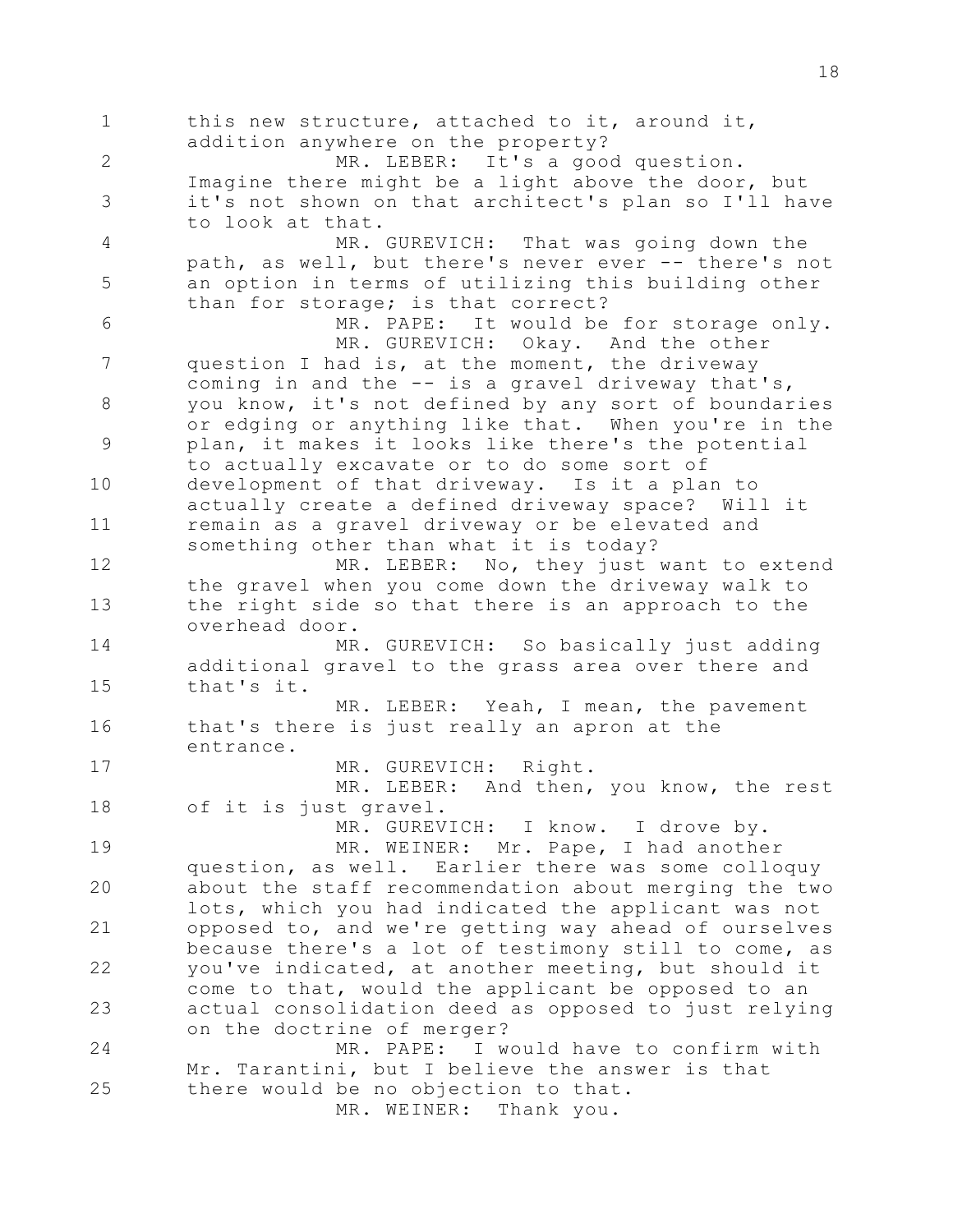this new structure, attached to it, around it, addition anywhere on the property?

MR. LEBER: It's a good question. Imagine there might be a light above the door, but it's not shown on that architect's plan so I'll have to look at that.

MR. GUREVICH: That was going down the path, as well, but there's never ever -- there's not an option in terms of utilizing this building other than for storage; is that correct?

MR. PAPE: It would be for storage only.

MR. GUREVICH: Okay. And the other question I had is, at the moment, the driveway coming in and the -- is a gravel driveway that's, you know, it's not defined by any sort of boundaries or edging or anything like that. When you're in the plan, it makes it looks like there's the potential to actually excavate or to do some sort of development of that driveway. Is it a plan to actually create a defined driveway space? Will it remain as a gravel driveway or be elevated and something other than what it is today?

MR. LEBER: No, they just want to extend the gravel when you come down the driveway walk to the right side so that there is an approach to the overhead door.

MR. GUREVICH: So basically just adding additional gravel to the grass area over there and that's it.

MR. LEBER: Yeah, I mean, the pavement that's there is just really an apron at the entrance.

MR. GUREVICH: Right.

MR. LEBER: And then, you know, the rest of it is just gravel.

MR. GUREVICH: I know. I drove by.

MR. WEINER: Mr. Pape, I had another question, as well. Earlier there was some colloquy about the staff recommendation about merging the two lots, which you had indicated the applicant was not opposed to, and we're getting way ahead of ourselves because there's a lot of testimony still to come, as you've indicated, at another meeting, but should it come to that, would the applicant be opposed to an actual consolidation deed as opposed to just relying on the doctrine of merger?

MR. PAPE: I would have to confirm with Mr. Tarantini, but I believe the answer is that there would be no objection to that.

MR. WEINER: Thank you.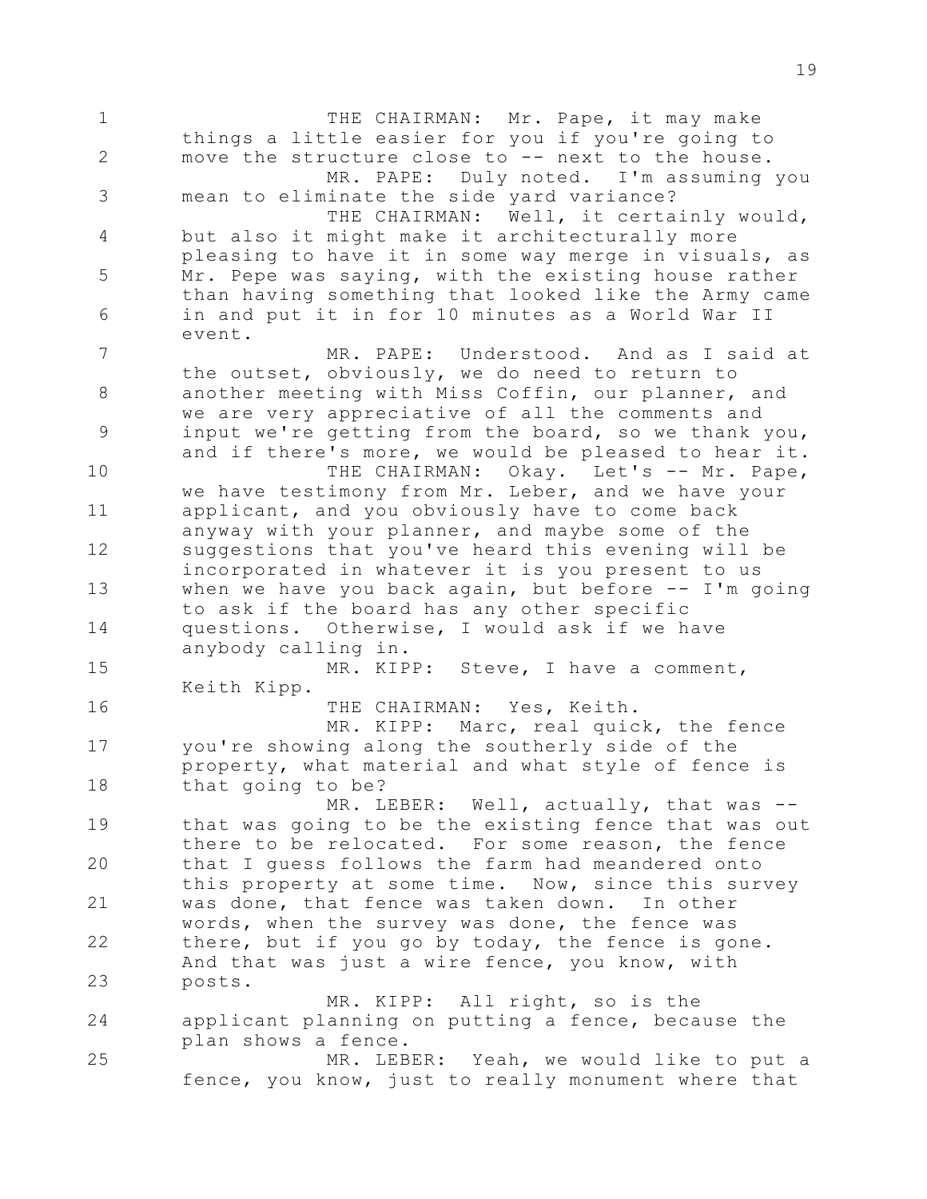THE CHAIRMAN: Mr. Pape, it may make things a little easier for you if you're going to move the structure close to -- next to the house.

MR. PAPE: Duly noted. I'm assuming you mean to eliminate the side yard variance?

THE CHAIRMAN: Well, it certainly would, but also it might make it architecturally more pleasing to have it in some way merge in visuals, as Mr. Pepe was saying, with the existing house rather than having something that looked like the Army came in and put it in for 10 minutes as a World War II event.

MR. PAPE: Understood. And as I said at the outset, obviously, we do need to return to another meeting with Miss Coffin, our planner, and we are very appreciative of all the comments and input we're getting from the board, so we thank you, and if there's more, we would be pleased to hear it.

THE CHAIRMAN: Okay. Let's -- Mr. Pape, we have testimony from Mr. Leber, and we have your applicant, and you obviously have to come back anyway with your planner, and maybe some of the suggestions that you've heard this evening will be incorporated in whatever it is you present to us when we have you back again, but before -- I'm going to ask if the board has any other specific questions. Otherwise, I would ask if we have anybody calling in.

MR. KIPP: Steve, I have a comment, Keith Kipp.

THE CHAIRMAN: Yes, Keith.

MR. KIPP: Marc, real quick, the fence you're showing along the southerly side of the property, what material and what style of fence is that going to be?

MR. LEBER: Well, actually, that was -- that was going to be the existing fence that was out there to be relocated. For some reason, the fence that I guess follows the farm had meandered onto this property at some time. Now, since this survey was done, that fence was taken down. In other words, when the survey was done, the fence was there, but if you go by today, the fence is gone. And that was just a wire fence, you know, with posts.

MR. KIPP: All right, so is the applicant planning on putting a fence, because the plan shows a fence.

MR. LEBER: Yeah, we would like to put a fence, you know, just to really monument where that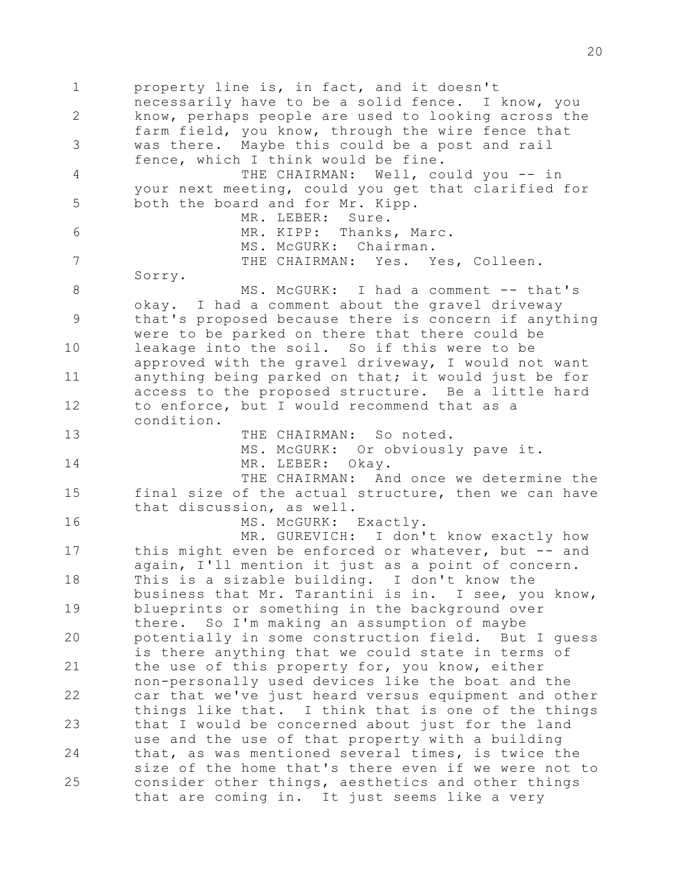property line is, in fact, and it doesn't necessarily have to be a solid fence. I know, you know, perhaps people are used to looking across the farm field, you know, through the wire fence that was there. Maybe this could be a post and rail fence, which I think would be fine.

THE CHAIRMAN: Well, could you -- in your next meeting, could you get that clarified for both the board and for Mr. Kipp.

MR. LEBER: Sure.

MR. KIPP: Thanks, Marc.

MS. McGURK: Chairman.

THE CHAIRMAN: Yes. Yes, Colleen. Sorry.

MS. McGURK: I had a comment -- that's okay. I had a comment about the gravel driveway that's proposed because there is concern if anything were to be parked on there that there could be leakage into the soil. So if this were to be approved with the gravel driveway, I would not want anything being parked on that; it would just be for access to the proposed structure. Be a little hard to enforce, but I would recommend that as a condition.

THE CHAIRMAN: So noted.

MS. McGURK: Or obviously pave it.

MR. LEBER: Okay.

THE CHAIRMAN: And once we determine the final size of the actual structure, then we can have that discussion, as well.

MS. McGURK: Exactly.

MR. GUREVICH: I don't know exactly how this might even be enforced or whatever, but -- and again, I'll mention it just as a point of concern. This is a sizable building. I don't know the business that Mr. Tarantini is in. I see, you know, blueprints or something in the background over there. So I'm making an assumption of maybe potentially in some construction field. But I guess is there anything that we could state in terms of the use of this property for, you know, either non-personally used devices like the boat and the car that we've just heard versus equipment and other things like that. I think that is one of the things that I would be concerned about just for the land use and the use of that property with a building that, as was mentioned several times, is twice the size of the home that's there even if we were not to consider other things, aesthetics and other things that are coming in. It just seems like a very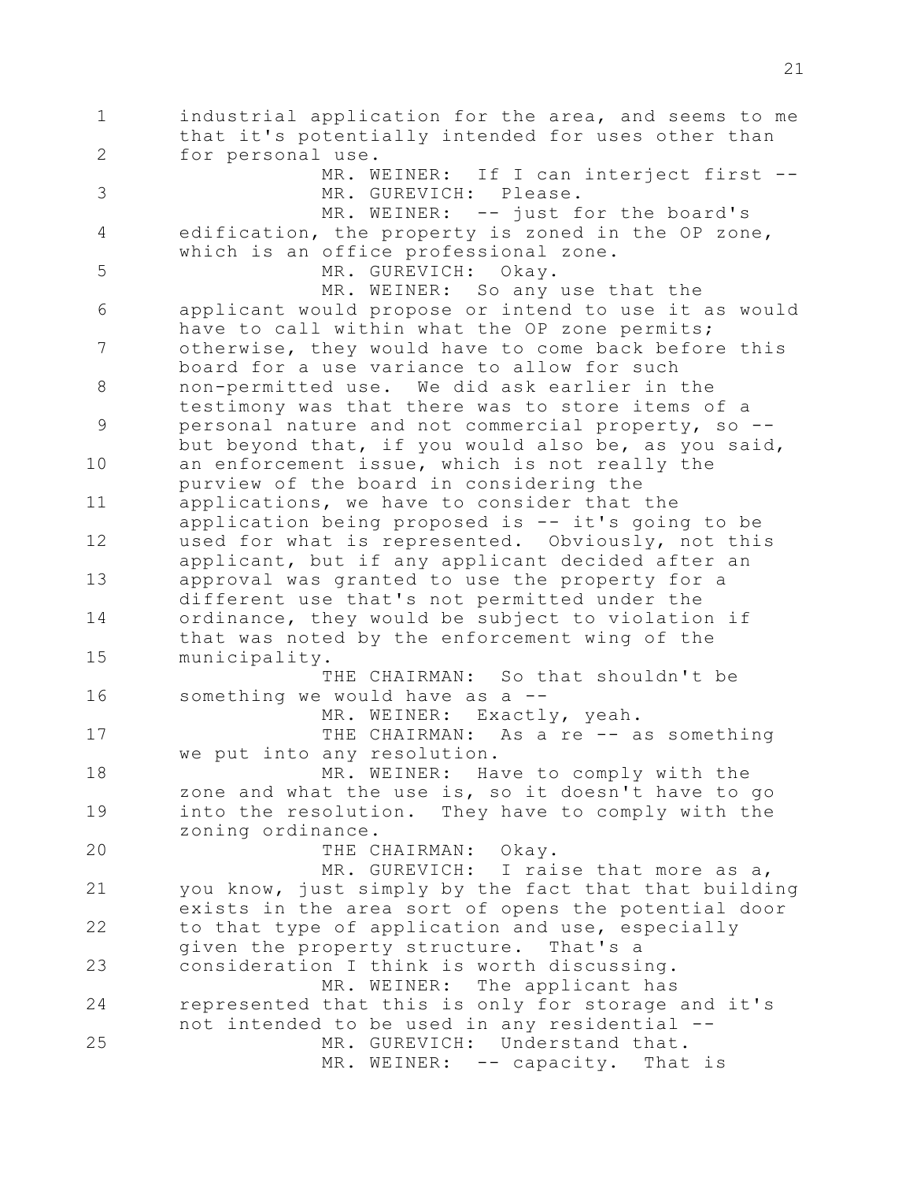industrial application for the area, and seems to me that it's potentially intended for uses other than for personal use.

MR. WEINER: If I can interject first --

MR. GUREVICH: Please.

MR. WEINER: -- just for the board's edification, the property is zoned in the OP zone, which is an office professional zone.

MR. GUREVICH: Okay.

MR. WEINER: So any use that the applicant would propose or intend to use it as would have to call within what the OP zone permits; otherwise, they would have to come back before this board for a use variance to allow for such non-permitted use. We did ask earlier in the testimony was that there was to store items of a personal nature and not commercial property, so -- but beyond that, if you would also be, as you said, an enforcement issue, which is not really the purview of the board in considering the applications, we have to consider that the application being proposed is -- it's going to be used for what is represented. Obviously, not this applicant, but if any applicant decided after an approval was granted to use the property for a different use that's not permitted under the ordinance, they would be subject to violation if that was noted by the enforcement wing of the municipality.

THE CHAIRMAN: So that shouldn't be something we would have as a --

MR. WEINER: Exactly, yeah.

THE CHAIRMAN: As a re -- as something we put into any resolution.

MR. WEINER: Have to comply with the zone and what the use is, so it doesn't have to go into the resolution. They have to comply with the zoning ordinance.

THE CHAIRMAN: Okay.

MR. GUREVICH: I raise that more as a, you know, just simply by the fact that that building exists in the area sort of opens the potential door to that type of application and use, especially given the property structure. That's a consideration I think is worth discussing.

MR. WEINER: The applicant has represented that this is only for storage and it's not intended to be used in any residential --

MR. GUREVICH: Understand that.

MR. WEINER: -- capacity. That is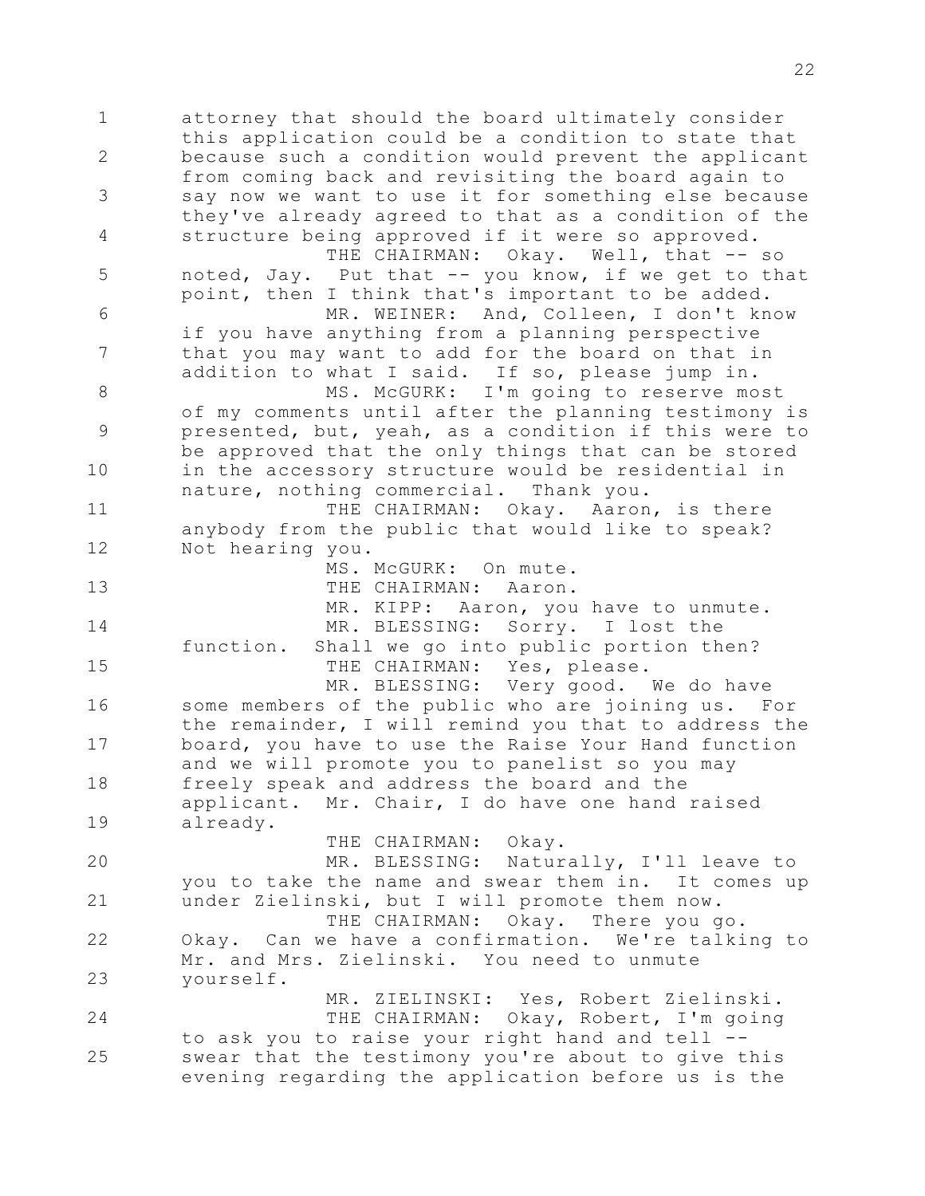1 attorney that should the board ultimately consider this application could be a condition to state that
2 because such a condition would prevent the applicant from coming back and revisiting the board again to
3 say now we want to use it for something else because they've already agreed to that as a condition of the
4 structure being approved if it were so approved.
THE CHAIRMAN: Okay. Well, that -- so
5 noted, Jay. Put that -- you know, if we get to that point, then I think that's important to be added.
6 MR. WEINER: And, Colleen, I don't know if you have anything from a planning perspective
7 that you may want to add for the board on that in addition to what I said. If so, please jump in.
8 MS. McGURK: I'm going to reserve most of my comments until after the planning testimony is
9 presented, but, yeah, as a condition if this were to be approved that the only things that can be stored
10 in the accessory structure would be residential in nature, nothing commercial. Thank you.
11 THE CHAIRMAN: Okay. Aaron, is there anybody from the public that would like to speak?
12 Not hearing you.
MS. McGURK: On mute.
13 THE CHAIRMAN: Aaron.
MR. KIPP: Aaron, you have to unmute.
14 MR. BLESSING: Sorry. I lost the function. Shall we go into public portion then?
15 THE CHAIRMAN: Yes, please.
MR. BLESSING: Very good. We do have
16 some members of the public who are joining us. For the remainder, I will remind you that to address the
17 board, you have to use the Raise Your Hand function and we will promote you to panelist so you may
18 freely speak and address the board and the applicant. Mr. Chair, I do have one hand raised
19 already.
THE CHAIRMAN: Okay.
20 MR. BLESSING: Naturally, I'll leave to you to take the name and swear them in. It comes up
21 under Zielinski, but I will promote them now.
THE CHAIRMAN: Okay. There you go.
22 Okay. Can we have a confirmation. We're talking to Mr. and Mrs. Zielinski. You need to unmute
23 yourself.
MR. ZIELINSKI: Yes, Robert Zielinski.
24 THE CHAIRMAN: Okay, Robert, I'm going to ask you to raise your right hand and tell --
25 swear that the testimony you're about to give this evening regarding the application before us is the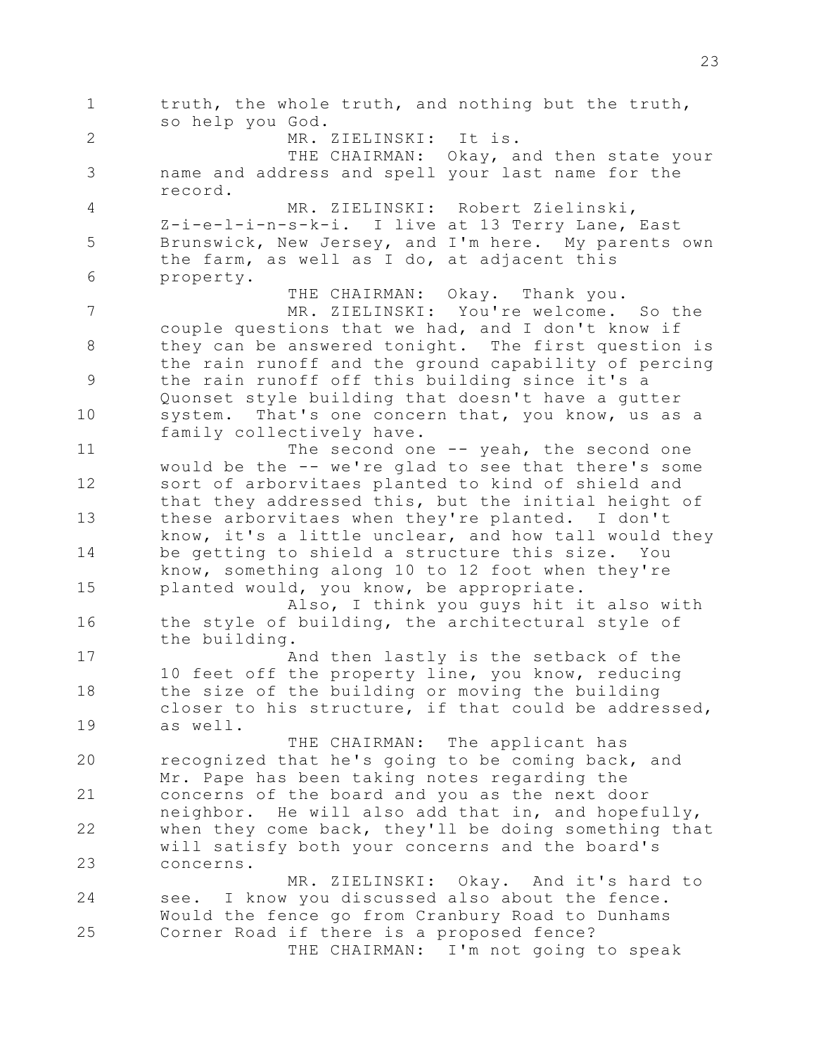truth, the whole truth, and nothing but the truth, so help you God.

MR. ZIELINSKI: It is.

THE CHAIRMAN: Okay, and then state your name and address and spell your last name for the record.

MR. ZIELINSKI: Robert Zielinski, Z-i-e-l-i-n-s-k-i. I live at 13 Terry Lane, East Brunswick, New Jersey, and I'm here. My parents own the farm, as well as I do, at adjacent this property.

THE CHAIRMAN: Okay. Thank you.

MR. ZIELINSKI: You're welcome. So the couple questions that we had, and I don't know if they can be answered tonight. The first question is the rain runoff and the ground capability of percing the rain runoff off this building since it's a Quonset style building that doesn't have a gutter system. That's one concern that, you know, us as a family collectively have.

The second one -- yeah, the second one would be the -- we're glad to see that there's some sort of arborvitaes planted to kind of shield and that they addressed this, but the initial height of these arborvitaes when they're planted. I don't know, it's a little unclear, and how tall would they be getting to shield a structure this size. You know, something along 10 to 12 foot when they're planted would, you know, be appropriate.

Also, I think you guys hit it also with the style of building, the architectural style of the building.

And then lastly is the setback of the 10 feet off the property line, you know, reducing the size of the building or moving the building closer to his structure, if that could be addressed, as well.

THE CHAIRMAN: The applicant has recognized that he's going to be coming back, and Mr. Pape has been taking notes regarding the concerns of the board and you as the next door neighbor. He will also add that in, and hopefully, when they come back, they'll be doing something that will satisfy both your concerns and the board's concerns.

MR. ZIELINSKI: Okay. And it's hard to see. I know you discussed also about the fence. Would the fence go from Cranbury Road to Dunhams Corner Road if there is a proposed fence?

THE CHAIRMAN: I'm not going to speak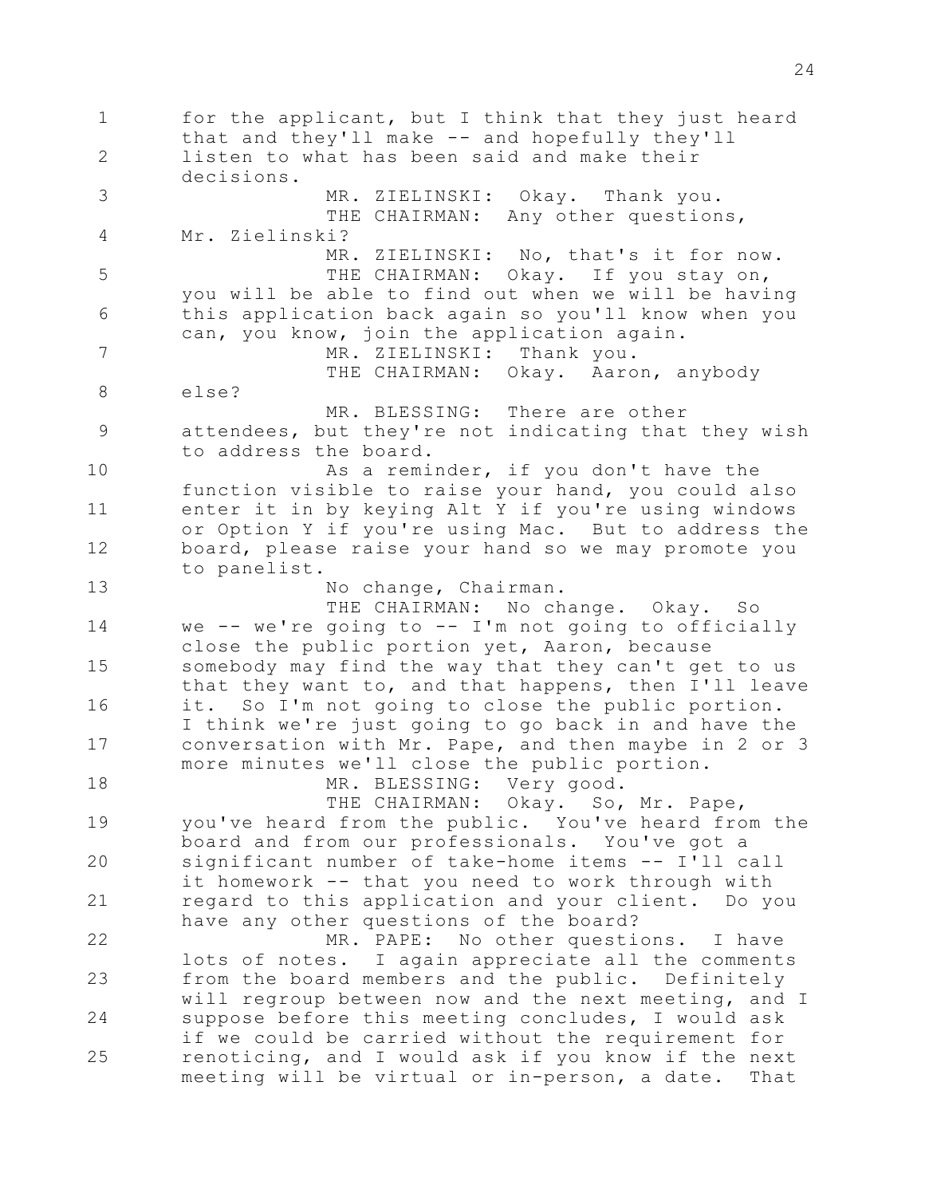for the applicant, but I think that they just heard that and they'll make -- and hopefully they'll listen to what has been said and make their decisions.

MR. ZIELINSKI: Okay. Thank you.

THE CHAIRMAN: Any other questions, Mr. Zielinski?

MR. ZIELINSKI: No, that's it for now.

THE CHAIRMAN: Okay. If you stay on, you will be able to find out when we will be having this application back again so you'll know when you can, you know, join the application again.

MR. ZIELINSKI: Thank you.

THE CHAIRMAN: Okay. Aaron, anybody else?

MR. BLESSING: There are other attendees, but they're not indicating that they wish to address the board.

As a reminder, if you don't have the function visible to raise your hand, you could also enter it in by keying Alt Y if you're using windows or Option Y if you're using Mac. But to address the board, please raise your hand so we may promote you to panelist.

No change, Chairman.

THE CHAIRMAN: No change. Okay. So we -- we're going to -- I'm not going to officially close the public portion yet, Aaron, because somebody may find the way that they can't get to us that they want to, and that happens, then I'll leave it. So I'm not going to close the public portion. I think we're just going to go back in and have the conversation with Mr. Pape, and then maybe in 2 or 3 more minutes we'll close the public portion.

MR. BLESSING: Very good.

THE CHAIRMAN: Okay. So, Mr. Pape, you've heard from the public. You've heard from the board and from our professionals. You've got a significant number of take-home items -- I'll call it homework -- that you need to work through with regard to this application and your client. Do you have any other questions of the board?

MR. PAPE: No other questions. I have lots of notes. I again appreciate all the comments from the board members and the public. Definitely will regroup between now and the next meeting, and I suppose before this meeting concludes, I would ask if we could be carried without the requirement for renoticing, and I would ask if you know if the next meeting will be virtual or in-person, a date. That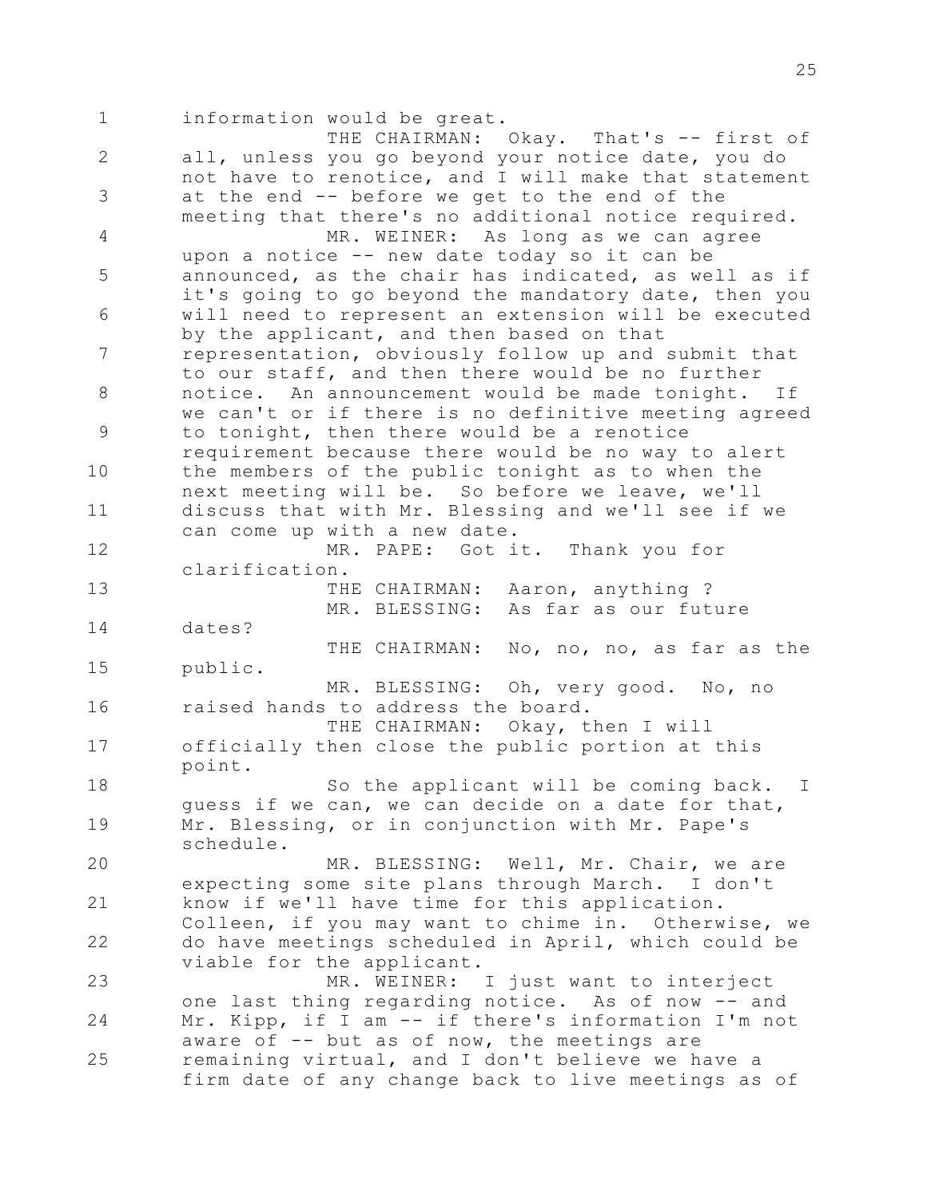1 information would be great.

THE CHAIRMAN: Okay. That's -- first of
2 all, unless you go beyond your notice date, you do not have to renotice, and I will make that statement
3 at the end -- before we get to the end of the meeting that there's no additional notice required.
4 MR. WEINER: As long as we can agree upon a notice -- new date today so it can be
5 announced, as the chair has indicated, as well as if it's going to go beyond the mandatory date, then you
6 will need to represent an extension will be executed by the applicant, and then based on that
7 representation, obviously follow up and submit that to our staff, and then there would be no further
8 notice. An announcement would be made tonight. If we can't or if there is no definitive meeting agreed
9 to tonight, then there would be a renotice requirement because there would be no way to alert
10 the members of the public tonight as to when the next meeting will be. So before we leave, we'll
11 discuss that with Mr. Blessing and we'll see if we can come up with a new date.
12 MR. PAPE: Got it. Thank you for clarification.
13 THE CHAIRMAN: Aaron, anything ?

MR. BLESSING: As far as our future
14 dates?

THE CHAIRMAN: No, no, no, as far as the
15 public.

MR. BLESSING: Oh, very good. No, no
16 raised hands to address the board.

THE CHAIRMAN: Okay, then I will
17 officially then close the public portion at this point.
18 So the applicant will be coming back. I guess if we can, we can decide on a date for that,
19 Mr. Blessing, or in conjunction with Mr. Pape's schedule.
20 MR. BLESSING: Well, Mr. Chair, we are expecting some site plans through March. I don't
21 know if we'll have time for this application. Colleen, if you may want to chime in. Otherwise, we
22 do have meetings scheduled in April, which could be viable for the applicant.
23 MR. WEINER: I just want to interject one last thing regarding notice. As of now -- and
24 Mr. Kipp, if I am -- if there's information I'm not aware of -- but as of now, the meetings are
25 remaining virtual, and I don't believe we have a firm date of any change back to live meetings as of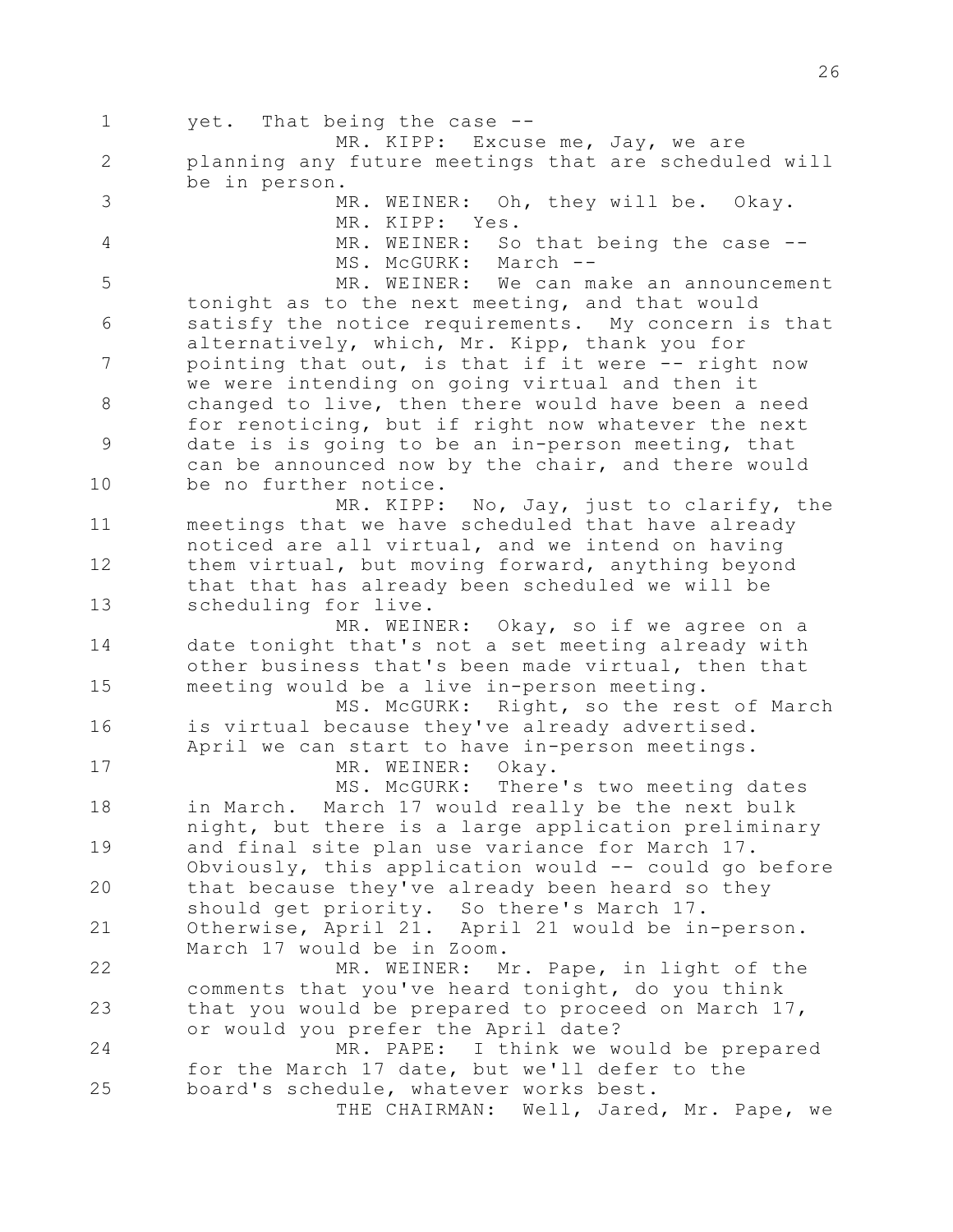yet. That being the case --

MR. KIPP: Excuse me, Jay, we are planning any future meetings that are scheduled will be in person.

MR. WEINER: Oh, they will be. Okay.

MR. KIPP: Yes.

MR. WEINER: So that being the case --

MS. McGURK: March --

MR. WEINER: We can make an announcement tonight as to the next meeting, and that would satisfy the notice requirements. My concern is that alternatively, which, Mr. Kipp, thank you for pointing that out, is that if it were -- right now we were intending on going virtual and then it changed to live, then there would have been a need for renoticing, but if right now whatever the next date is is going to be an in-person meeting, that can be announced now by the chair, and there would be no further notice.

MR. KIPP: No, Jay, just to clarify, the meetings that we have scheduled that have already noticed are all virtual, and we intend on having them virtual, but moving forward, anything beyond that that has already been scheduled we will be scheduling for live.

MR. WEINER: Okay, so if we agree on a date tonight that's not a set meeting already with other business that's been made virtual, then that meeting would be a live in-person meeting.

MS. McGURK: Right, so the rest of March is virtual because they've already advertised. April we can start to have in-person meetings.

MR. WEINER: Okay.

MS. McGURK: There's two meeting dates in March. March 17 would really be the next bulk night, but there is a large application preliminary and final site plan use variance for March 17. Obviously, this application would -- could go before that because they've already been heard so they should get priority. So there's March 17. Otherwise, April 21. April 21 would be in-person. March 17 would be in Zoom.

MR. WEINER: Mr. Pape, in light of the comments that you've heard tonight, do you think that you would be prepared to proceed on March 17, or would you prefer the April date?

MR. PAPE: I think we would be prepared for the March 17 date, but we'll defer to the board's schedule, whatever works best.

THE CHAIRMAN: Well, Jared, Mr. Pape, we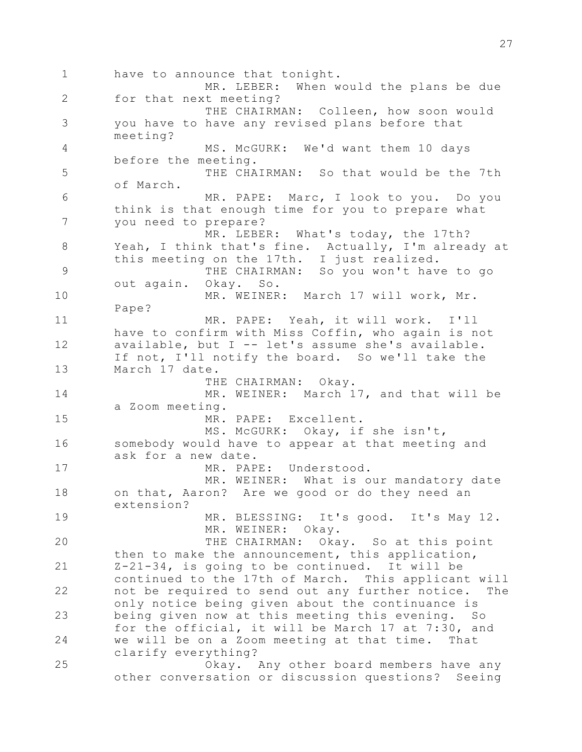have to announce that tonight.

MR. LEBER: When would the plans be due for that next meeting?

THE CHAIRMAN: Colleen, how soon would you have to have any revised plans before that meeting?

MS. McGURK: We'd want them 10 days before the meeting.

THE CHAIRMAN: So that would be the 7th of March.

MR. PAPE: Marc, I look to you. Do you think is that enough time for you to prepare what you need to prepare?

MR. LEBER: What's today, the 17th? Yeah, I think that's fine. Actually, I'm already at this meeting on the 17th. I just realized.

THE CHAIRMAN: So you won't have to go out again. Okay. So.

MR. WEINER: March 17 will work, Mr. Pape?

MR. PAPE: Yeah, it will work. I'll have to confirm with Miss Coffin, who again is not available, but I -- let's assume she's available. If not, I'll notify the board. So we'll take the March 17 date.

THE CHAIRMAN: Okay.

MR. WEINER: March 17, and that will be a Zoom meeting.

MR. PAPE: Excellent.

MS. McGURK: Okay, if she isn't, somebody would have to appear at that meeting and ask for a new date.

MR. PAPE: Understood.

MR. WEINER: What is our mandatory date on that, Aaron? Are we good or do they need an extension?

MR. BLESSING: It's good. It's May 12.

MR. WEINER: Okay.

THE CHAIRMAN: Okay. So at this point then to make the announcement, this application, Z-21-34, is going to be continued. It will be continued to the 17th of March. This applicant will not be required to send out any further notice. The only notice being given about the continuance is being given now at this meeting this evening. So for the official, it will be March 17 at 7:30, and we will be on a Zoom meeting at that time. That clarify everything?

Okay. Any other board members have any other conversation or discussion questions? Seeing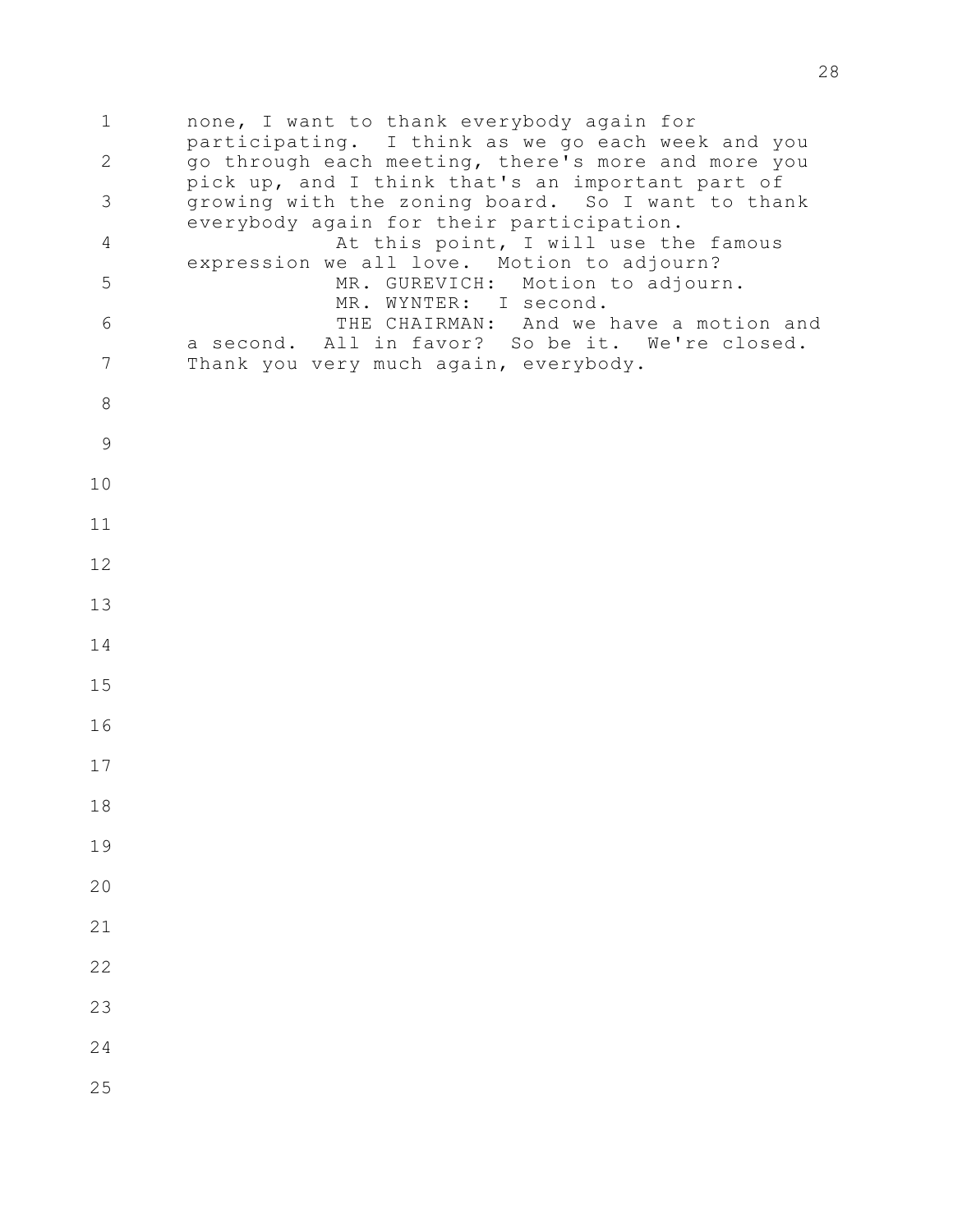none, I want to thank everybody again for participating. I think as we go each week and you go through each meeting, there's more and more you pick up, and I think that's an important part of growing with the zoning board. So I want to thank everybody again for their participation.

At this point, I will use the famous expression we all love. Motion to adjourn?

MR. GUREVICH: Motion to adjourn.

MR. WYNTER: I second.

THE CHAIRMAN: And we have a motion and a second. All in favor? So be it. We're closed. Thank you very much again, everybody.